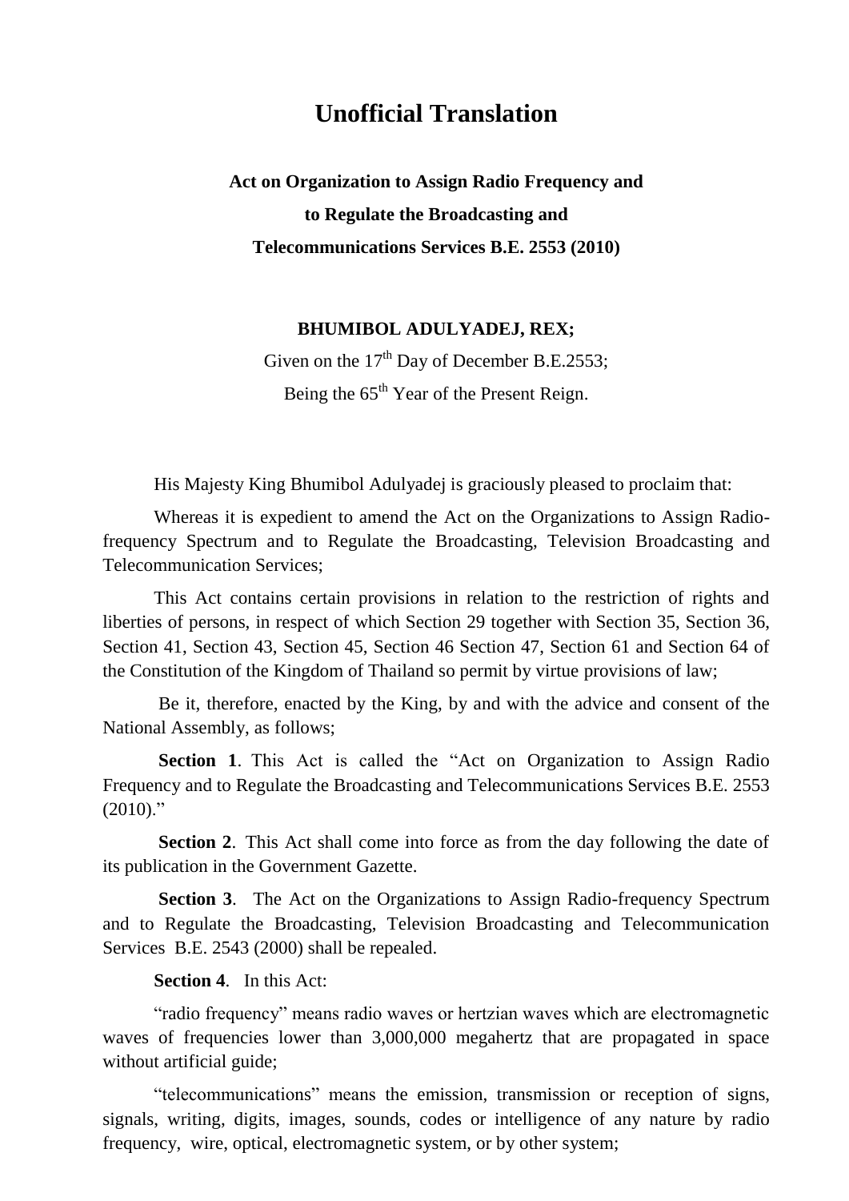# Unofficial Translation

## Act on Organization to Assign Radio Frequency and to Regulate the Broadcasting and Telecommunications Services B.E. 2553 (2010)

**BHUMIBOL ADULYADEJ, REX;**

Given on the 17th Day of December B.E.2553;

Being the 65th Year of the Present Reign.

His Majesty King Bhumibol Adulyadej is graciously pleased to proclaim that:

Whereas it is expedient to amend the Act on the Organizations to Assign Radio-frequency Spectrum and to Regulate the Broadcasting, Television Broadcasting and Telecommunication Services;

This Act contains certain provisions in relation to the restriction of rights and liberties of persons, in respect of which Section 29 together with Section 35, Section 36, Section 41, Section 43, Section 45, Section 46 Section 47, Section 61 and Section 64 of the Constitution of the Kingdom of Thailand so permit by virtue provisions of law;

Be it, therefore, enacted by the King, by and with the advice and consent of the National Assembly, as follows;

**Section 1**. This Act is called the "Act on Organization to Assign Radio Frequency and to Regulate the Broadcasting and Telecommunications Services B.E. 2553 (2010)."

**Section 2**. This Act shall come into force as from the day following the date of its publication in the Government Gazette.

**Section 3**. The Act on the Organizations to Assign Radio-frequency Spectrum and to Regulate the Broadcasting, Television Broadcasting and Telecommunication Services B.E. 2543 (2000) shall be repealed.

**Section 4**. In this Act:

"radio frequency" means radio waves or hertzian waves which are electromagnetic waves of frequencies lower than 3,000,000 megahertz that are propagated in space without artificial guide;

"telecommunications" means the emission, transmission or reception of signs, signals, writing, digits, images, sounds, codes or intelligence of any nature by radio frequency, wire, optical, electromagnetic system, or by other system;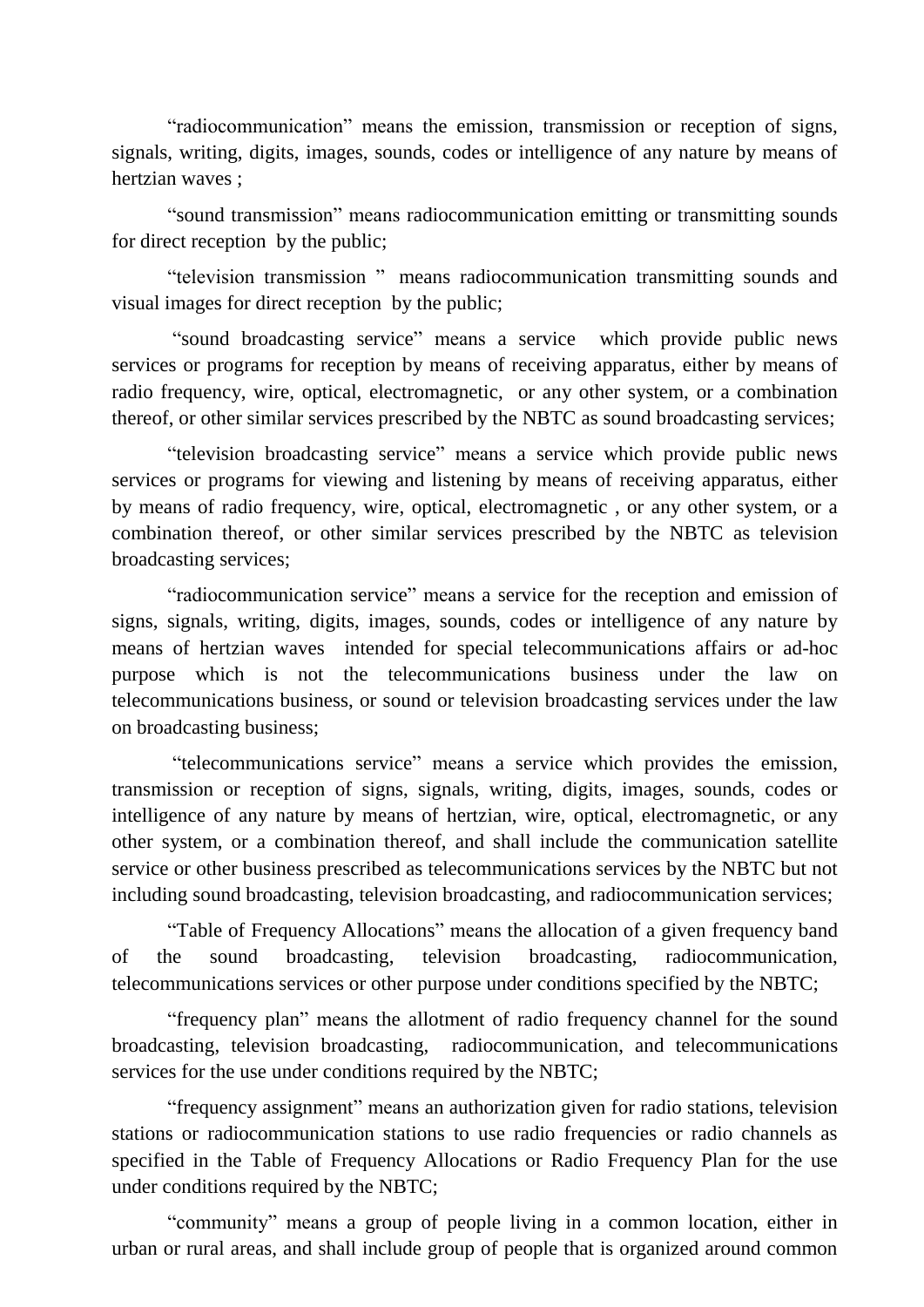"radiocommunication" means the emission, transmission or reception of signs, signals, writing, digits, images, sounds, codes or intelligence of any nature by means of hertzian waves ;

"sound transmission" means radiocommunication emitting or transmitting sounds for direct reception by the public;

"television transmission " means radiocommunication transmitting sounds and visual images for direct reception by the public;

"sound broadcasting service" means a service which provide public news services or programs for reception by means of receiving apparatus, either by means of radio frequency, wire, optical, electromagnetic, or any other system, or a combination thereof, or other similar services prescribed by the NBTC as sound broadcasting services;

"television broadcasting service" means a service which provide public news services or programs for viewing and listening by means of receiving apparatus, either by means of radio frequency, wire, optical, electromagnetic , or any other system, or a combination thereof, or other similar services prescribed by the NBTC as television broadcasting services;

"radiocommunication service" means a service for the reception and emission of signs, signals, writing, digits, images, sounds, codes or intelligence of any nature by means of hertzian waves intended for special telecommunications affairs or ad-hoc purpose which is not the telecommunications business under the law on telecommunications business, or sound or television broadcasting services under the law on broadcasting business;

"telecommunications service" means a service which provides the emission, transmission or reception of signs, signals, writing, digits, images, sounds, codes or intelligence of any nature by means of hertzian, wire, optical, electromagnetic, or any other system, or a combination thereof, and shall include the communication satellite service or other business prescribed as telecommunications services by the NBTC but not including sound broadcasting, television broadcasting, and radiocommunication services;

"Table of Frequency Allocations" means the allocation of a given frequency band of the sound broadcasting, television broadcasting, radiocommunication, telecommunications services or other purpose under conditions specified by the NBTC;

"frequency plan" means the allotment of radio frequency channel for the sound broadcasting, television broadcasting, radiocommunication, and telecommunications services for the use under conditions required by the NBTC;

"frequency assignment" means an authorization given for radio stations, television stations or radiocommunication stations to use radio frequencies or radio channels as specified in the Table of Frequency Allocations or Radio Frequency Plan for the use under conditions required by the NBTC;

"community" means a group of people living in a common location, either in urban or rural areas, and shall include group of people that is organized around common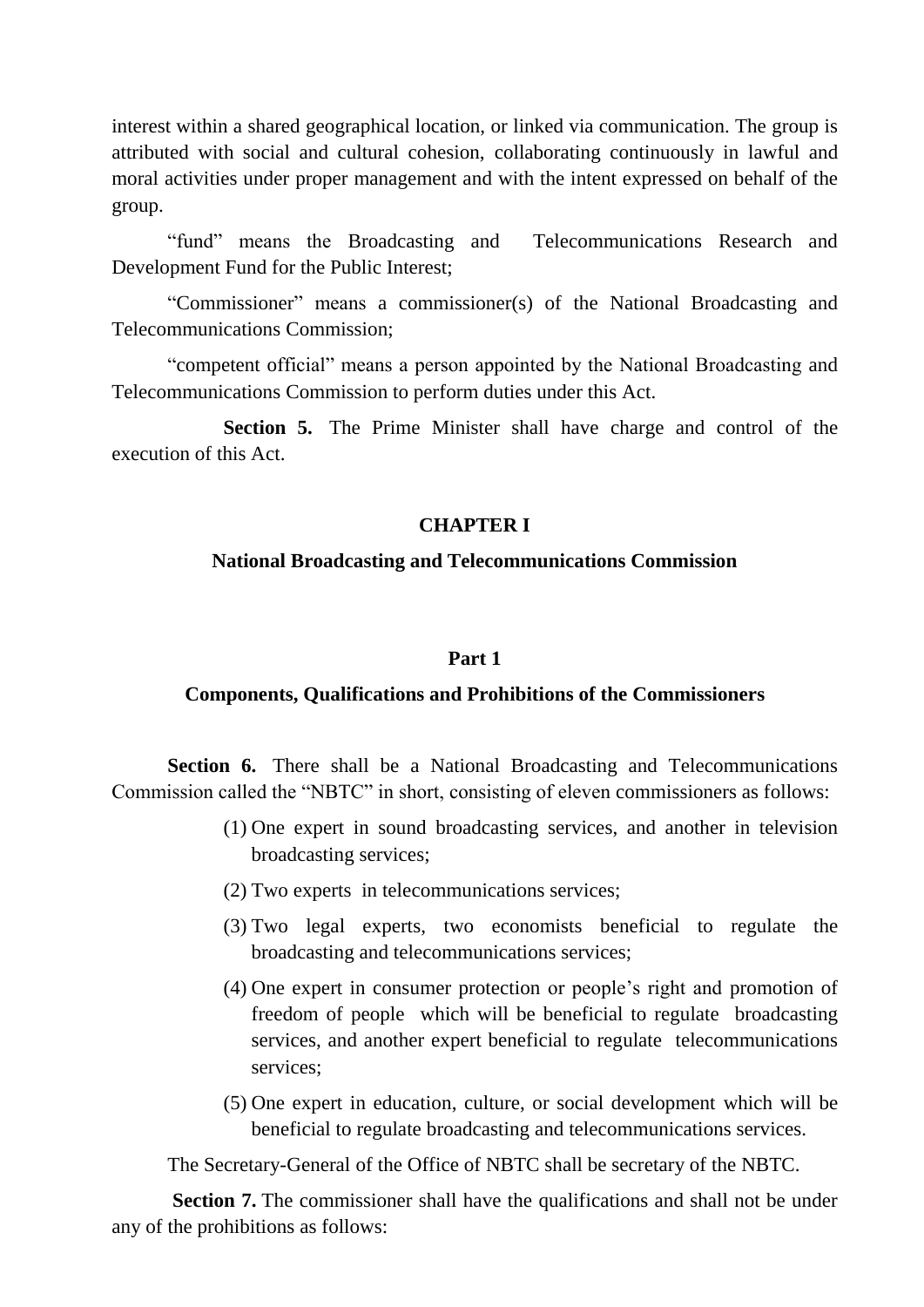interest within a shared geographical location, or linked via communication. The group is attributed with social and cultural cohesion, collaborating continuously in lawful and moral activities under proper management and with the intent expressed on behalf of the group.

"fund" means the Broadcasting and Telecommunications Research and Development Fund for the Public Interest;

"Commissioner" means a commissioner(s) of the National Broadcasting and Telecommunications Commission;

"competent official" means a person appointed by the National Broadcasting and Telecommunications Commission to perform duties under this Act.

**Section 5.** The Prime Minister shall have charge and control of the execution of this Act.

## CHAPTER I

## National Broadcasting and Telecommunications Commission

### Part 1

### Components, Qualifications and Prohibitions of the Commissioners

**Section 6.** There shall be a National Broadcasting and Telecommunications Commission called the "NBTC" in short, consisting of eleven commissioners as follows:

(1) One expert in sound broadcasting services, and another in television broadcasting services;

(2) Two experts in telecommunications services;

(3) Two legal experts, two economists beneficial to regulate the broadcasting and telecommunications services;

(4) One expert in consumer protection or people's right and promotion of freedom of people which will be beneficial to regulate broadcasting services, and another expert beneficial to regulate telecommunications services;

(5) One expert in education, culture, or social development which will be beneficial to regulate broadcasting and telecommunications services.

The Secretary-General of the Office of NBTC shall be secretary of the NBTC.

**Section 7.** The commissioner shall have the qualifications and shall not be under any of the prohibitions as follows: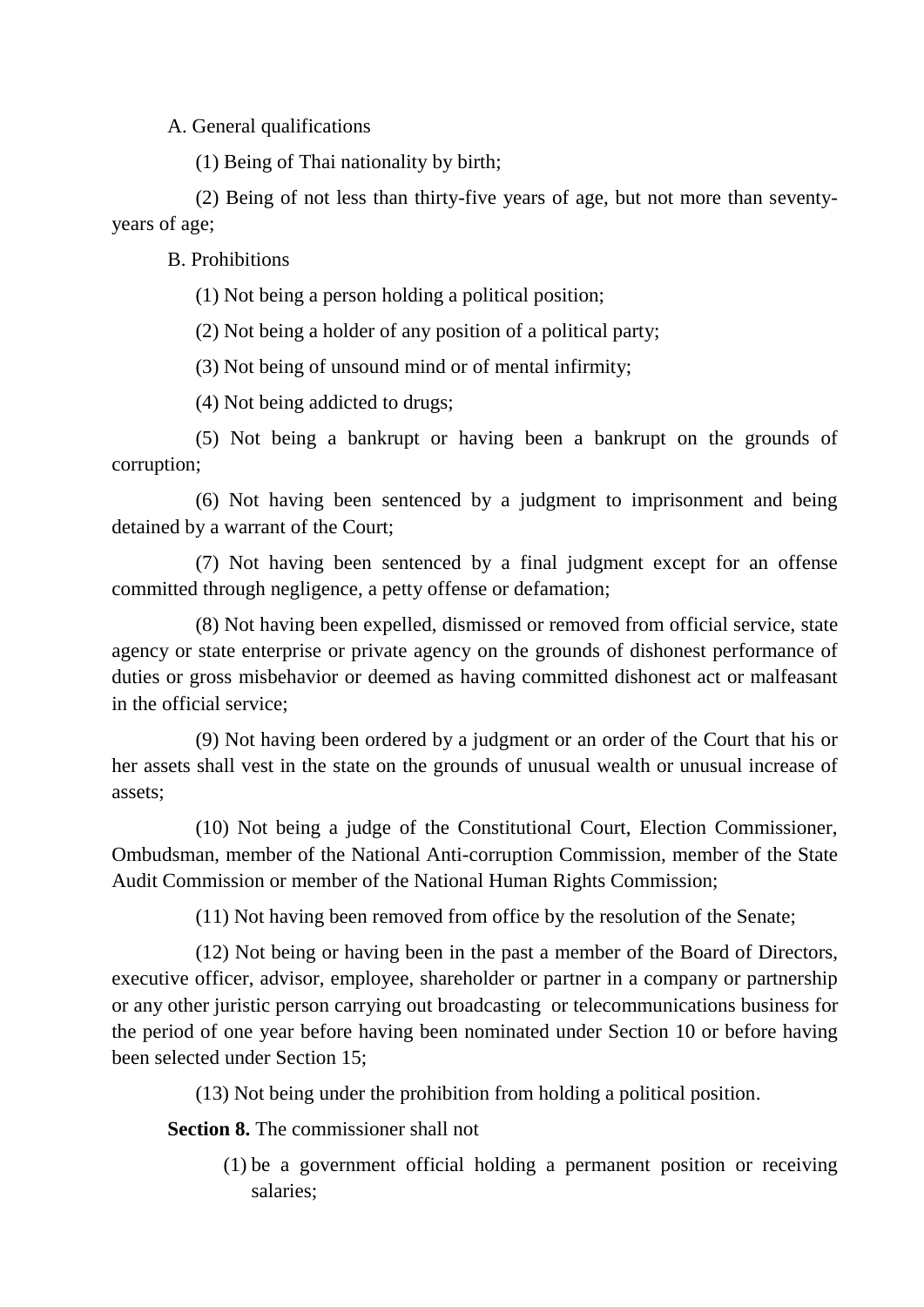A. General qualifications

(1) Being of Thai nationality by birth;

(2) Being of not less than thirty-five years of age, but not more than seventy-years of age;

B. Prohibitions

(1) Not being a person holding a political position;

(2) Not being a holder of any position of a political party;

(3) Not being of unsound mind or of mental infirmity;

(4) Not being addicted to drugs;

(5) Not being a bankrupt or having been a bankrupt on the grounds of corruption;

(6) Not having been sentenced by a judgment to imprisonment and being detained by a warrant of the Court;

(7) Not having been sentenced by a final judgment except for an offense committed through negligence, a petty offense or defamation;

(8) Not having been expelled, dismissed or removed from official service, state agency or state enterprise or private agency on the grounds of dishonest performance of duties or gross misbehavior or deemed as having committed dishonest act or malfeasant in the official service;

(9) Not having been ordered by a judgment or an order of the Court that his or her assets shall vest in the state on the grounds of unusual wealth or unusual increase of assets;

(10) Not being a judge of the Constitutional Court, Election Commissioner, Ombudsman, member of the National Anti-corruption Commission, member of the State Audit Commission or member of the National Human Rights Commission;

(11) Not having been removed from office by the resolution of the Senate;

(12) Not being or having been in the past a member of the Board of Directors, executive officer, advisor, employee, shareholder or partner in a company or partnership or any other juristic person carrying out broadcasting or telecommunications business for the period of one year before having been nominated under Section 10 or before having been selected under Section 15;

(13) Not being under the prohibition from holding a political position.

**Section 8.** The commissioner shall not

(1) be a government official holding a permanent position or receiving salaries;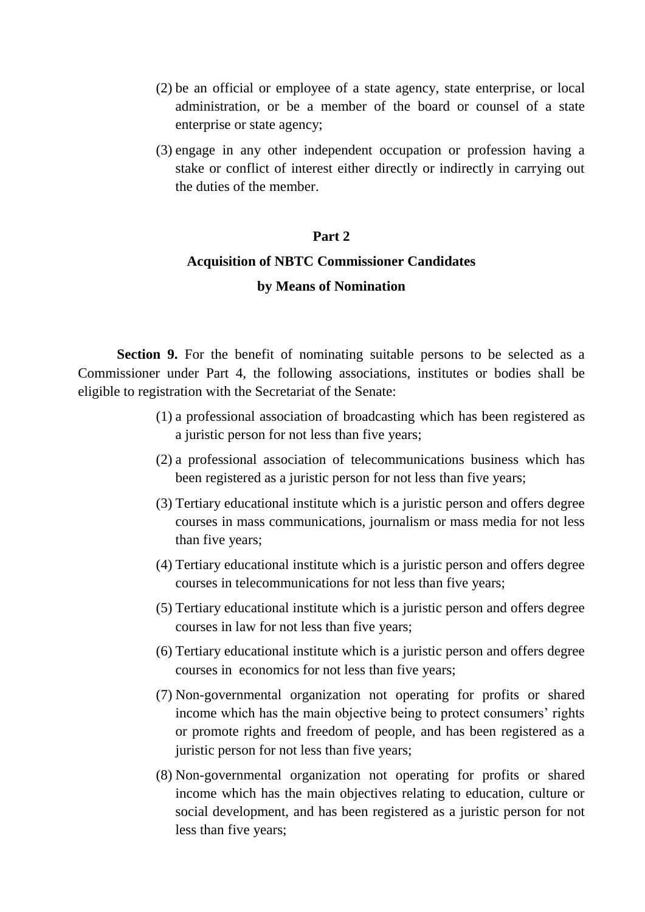(2) be an official or employee of a state agency, state enterprise, or local administration, or be a member of the board or counsel of a state enterprise or state agency;

(3) engage in any other independent occupation or profession having a stake or conflict of interest either directly or indirectly in carrying out the duties of the member.

## Part 2

## Acquisition of NBTC Commissioner Candidates by Means of Nomination

**Section 9.** For the benefit of nominating suitable persons to be selected as a Commissioner under Part 4, the following associations, institutes or bodies shall be eligible to registration with the Secretariat of the Senate:

(1) a professional association of broadcasting which has been registered as a juristic person for not less than five years;

(2) a professional association of telecommunications business which has been registered as a juristic person for not less than five years;

(3) Tertiary educational institute which is a juristic person and offers degree courses in mass communications, journalism or mass media for not less than five years;

(4) Tertiary educational institute which is a juristic person and offers degree courses in telecommunications for not less than five years;

(5) Tertiary educational institute which is a juristic person and offers degree courses in law for not less than five years;

(6) Tertiary educational institute which is a juristic person and offers degree courses in economics for not less than five years;

(7) Non-governmental organization not operating for profits or shared income which has the main objective being to protect consumers' rights or promote rights and freedom of people, and has been registered as a juristic person for not less than five years;

(8) Non-governmental organization not operating for profits or shared income which has the main objectives relating to education, culture or social development, and has been registered as a juristic person for not less than five years;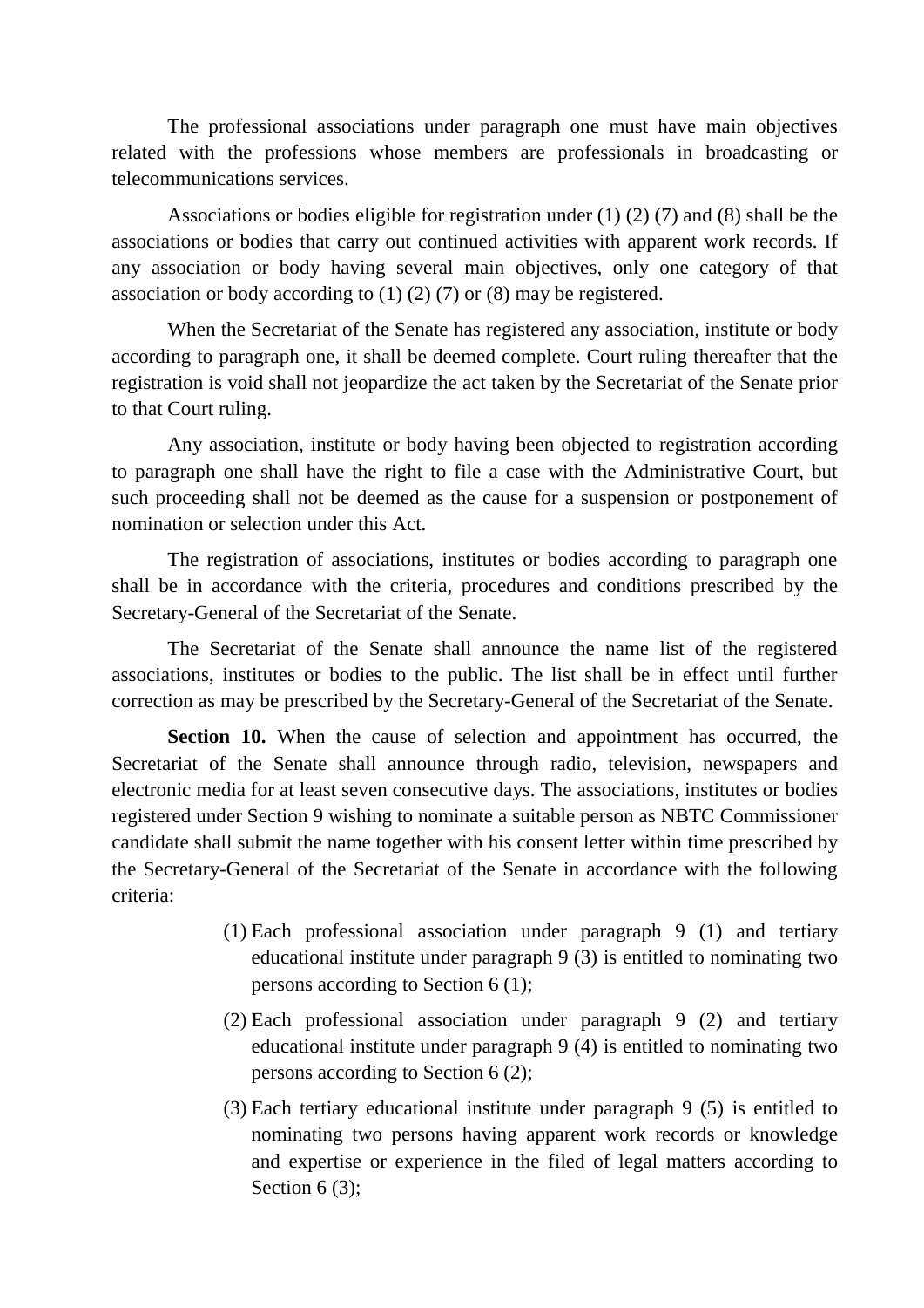The professional associations under paragraph one must have main objectives related with the professions whose members are professionals in broadcasting or telecommunications services.

Associations or bodies eligible for registration under (1) (2) (7) and (8) shall be the associations or bodies that carry out continued activities with apparent work records. If any association or body having several main objectives, only one category of that association or body according to (1) (2) (7) or (8) may be registered.

When the Secretariat of the Senate has registered any association, institute or body according to paragraph one, it shall be deemed complete. Court ruling thereafter that the registration is void shall not jeopardize the act taken by the Secretariat of the Senate prior to that Court ruling.

Any association, institute or body having been objected to registration according to paragraph one shall have the right to file a case with the Administrative Court, but such proceeding shall not be deemed as the cause for a suspension or postponement of nomination or selection under this Act.

The registration of associations, institutes or bodies according to paragraph one shall be in accordance with the criteria, procedures and conditions prescribed by the Secretary-General of the Secretariat of the Senate.

The Secretariat of the Senate shall announce the name list of the registered associations, institutes or bodies to the public. The list shall be in effect until further correction as may be prescribed by the Secretary-General of the Secretariat of the Senate.

**Section 10.** When the cause of selection and appointment has occurred, the Secretariat of the Senate shall announce through radio, television, newspapers and electronic media for at least seven consecutive days. The associations, institutes or bodies registered under Section 9 wishing to nominate a suitable person as NBTC Commissioner candidate shall submit the name together with his consent letter within time prescribed by the Secretary-General of the Secretariat of the Senate in accordance with the following criteria:

(1) Each professional association under paragraph 9 (1) and tertiary educational institute under paragraph 9 (3) is entitled to nominating two persons according to Section 6 (1);

(2) Each professional association under paragraph 9 (2) and tertiary educational institute under paragraph 9 (4) is entitled to nominating two persons according to Section 6 (2);

(3) Each tertiary educational institute under paragraph 9 (5) is entitled to nominating two persons having apparent work records or knowledge and expertise or experience in the filed of legal matters according to Section 6 (3);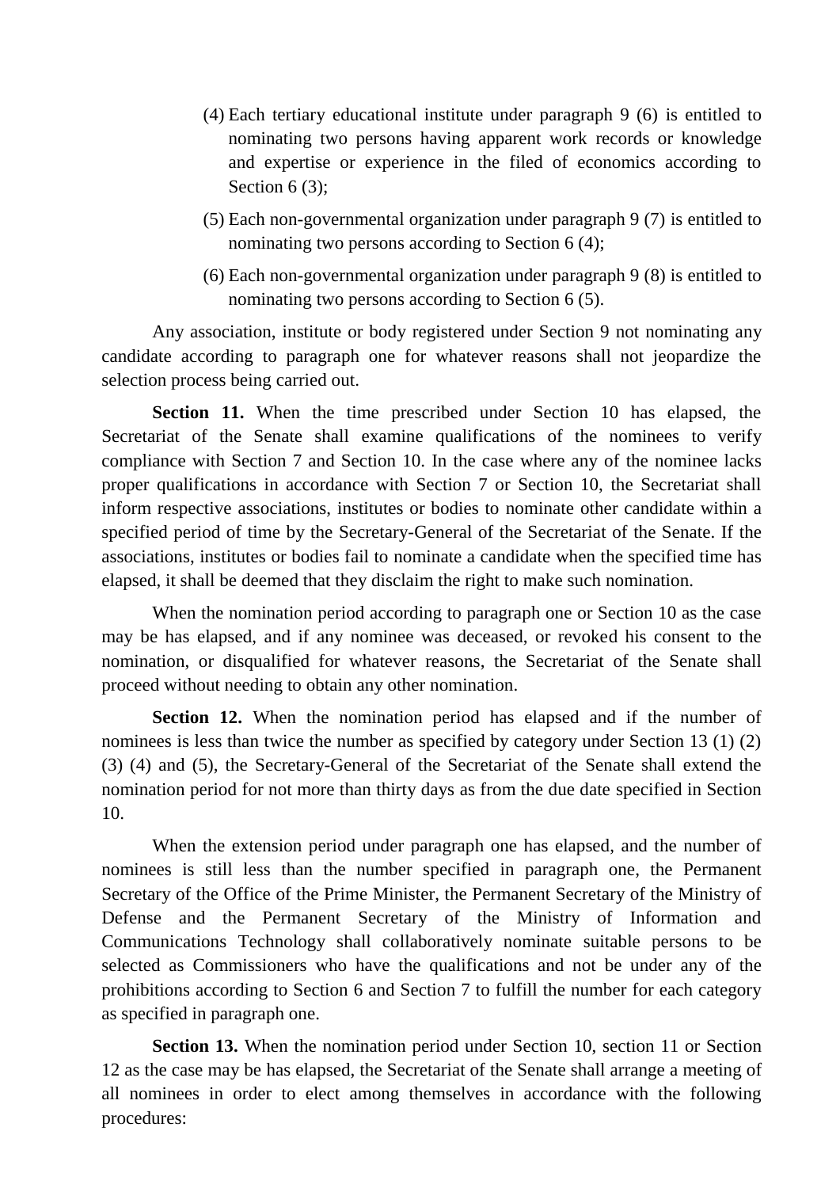(4) Each tertiary educational institute under paragraph 9 (6) is entitled to nominating two persons having apparent work records or knowledge and expertise or experience in the filed of economics according to Section 6 (3);

(5) Each non-governmental organization under paragraph 9 (7) is entitled to nominating two persons according to Section 6 (4);

(6) Each non-governmental organization under paragraph 9 (8) is entitled to nominating two persons according to Section 6 (5).

Any association, institute or body registered under Section 9 not nominating any candidate according to paragraph one for whatever reasons shall not jeopardize the selection process being carried out.

**Section 11.** When the time prescribed under Section 10 has elapsed, the Secretariat of the Senate shall examine qualifications of the nominees to verify compliance with Section 7 and Section 10. In the case where any of the nominee lacks proper qualifications in accordance with Section 7 or Section 10, the Secretariat shall inform respective associations, institutes or bodies to nominate other candidate within a specified period of time by the Secretary-General of the Secretariat of the Senate. If the associations, institutes or bodies fail to nominate a candidate when the specified time has elapsed, it shall be deemed that they disclaim the right to make such nomination.

When the nomination period according to paragraph one or Section 10 as the case may be has elapsed, and if any nominee was deceased, or revoked his consent to the nomination, or disqualified for whatever reasons, the Secretariat of the Senate shall proceed without needing to obtain any other nomination.

**Section 12.** When the nomination period has elapsed and if the number of nominees is less than twice the number as specified by category under Section 13 (1) (2) (3) (4) and (5), the Secretary-General of the Secretariat of the Senate shall extend the nomination period for not more than thirty days as from the due date specified in Section 10.

When the extension period under paragraph one has elapsed, and the number of nominees is still less than the number specified in paragraph one, the Permanent Secretary of the Office of the Prime Minister, the Permanent Secretary of the Ministry of Defense and the Permanent Secretary of the Ministry of Information and Communications Technology shall collaboratively nominate suitable persons to be selected as Commissioners who have the qualifications and not be under any of the prohibitions according to Section 6 and Section 7 to fulfill the number for each category as specified in paragraph one.

**Section 13.** When the nomination period under Section 10, section 11 or Section 12 as the case may be has elapsed, the Secretariat of the Senate shall arrange a meeting of all nominees in order to elect among themselves in accordance with the following procedures: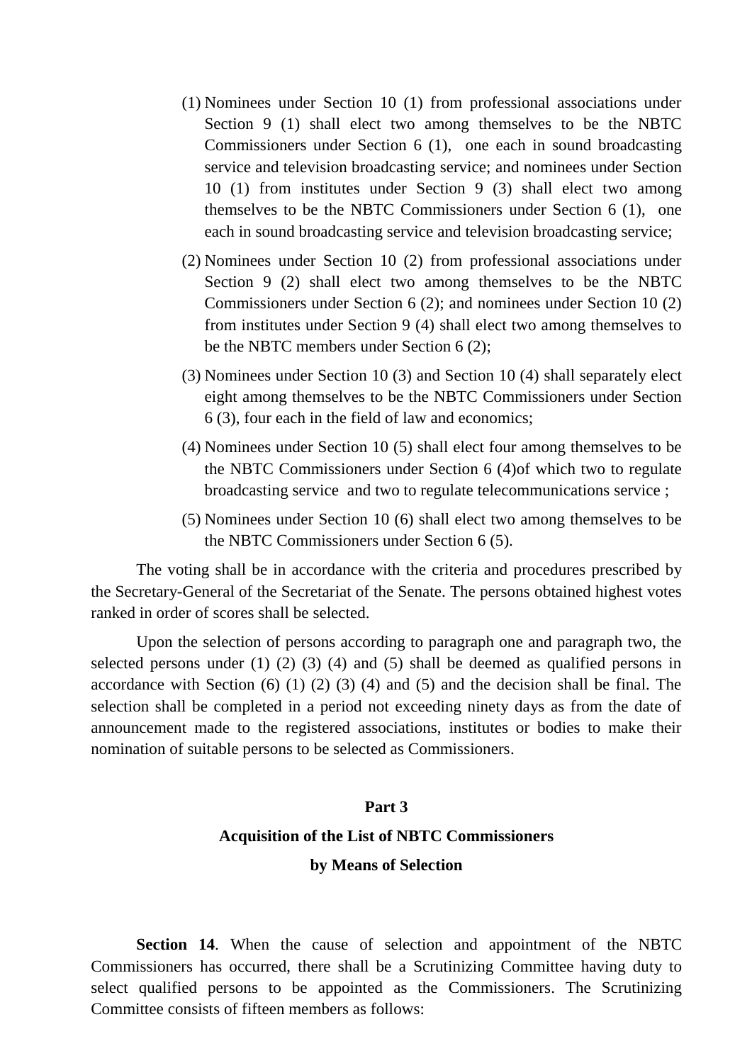(1) Nominees under Section 10 (1) from professional associations under Section 9 (1) shall elect two among themselves to be the NBTC Commissioners under Section 6 (1), one each in sound broadcasting service and television broadcasting service; and nominees under Section 10 (1) from institutes under Section 9 (3) shall elect two among themselves to be the NBTC Commissioners under Section 6 (1), one each in sound broadcasting service and television broadcasting service;

(2) Nominees under Section 10 (2) from professional associations under Section 9 (2) shall elect two among themselves to be the NBTC Commissioners under Section 6 (2); and nominees under Section 10 (2) from institutes under Section 9 (4) shall elect two among themselves to be the NBTC members under Section 6 (2);

(3) Nominees under Section 10 (3) and Section 10 (4) shall separately elect eight among themselves to be the NBTC Commissioners under Section 6 (3), four each in the field of law and economics;

(4) Nominees under Section 10 (5) shall elect four among themselves to be the NBTC Commissioners under Section 6 (4)of which two to regulate broadcasting service and two to regulate telecommunications service ;

(5) Nominees under Section 10 (6) shall elect two among themselves to be the NBTC Commissioners under Section 6 (5).

The voting shall be in accordance with the criteria and procedures prescribed by the Secretary-General of the Secretariat of the Senate. The persons obtained highest votes ranked in order of scores shall be selected.

Upon the selection of persons according to paragraph one and paragraph two, the selected persons under (1) (2) (3) (4) and (5) shall be deemed as qualified persons in accordance with Section (6) (1) (2) (3) (4) and (5) and the decision shall be final. The selection shall be completed in a period not exceeding ninety days as from the date of announcement made to the registered associations, institutes or bodies to make their nomination of suitable persons to be selected as Commissioners.

## Part 3
## Acquisition of the List of NBTC Commissioners
## by Means of Selection

**Section 14**. When the cause of selection and appointment of the NBTC Commissioners has occurred, there shall be a Scrutinizing Committee having duty to select qualified persons to be appointed as the Commissioners. The Scrutinizing Committee consists of fifteen members as follows: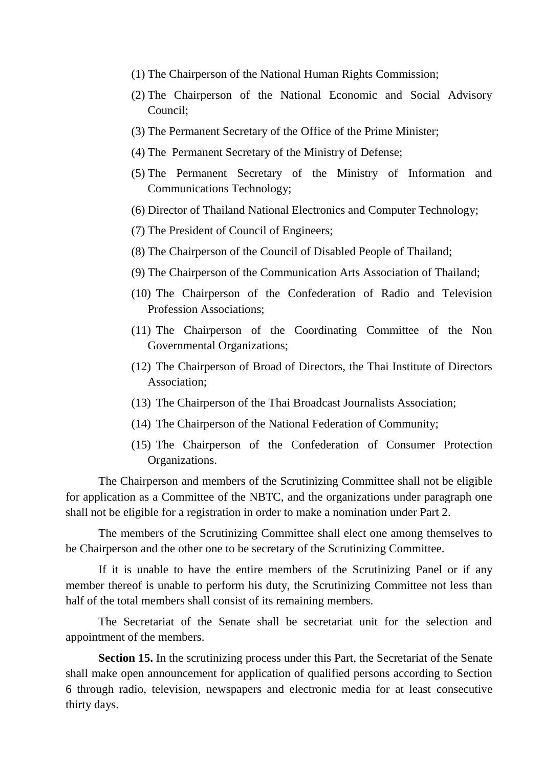(1) The Chairperson of the National Human Rights Commission;

(2) The Chairperson of the National Economic and Social Advisory Council;

(3) The Permanent Secretary of the Office of the Prime Minister;

(4) The Permanent Secretary of the Ministry of Defense;

(5) The Permanent Secretary of the Ministry of Information and Communications Technology;

(6) Director of Thailand National Electronics and Computer Technology;

(7) The President of Council of Engineers;

(8) The Chairperson of the Council of Disabled People of Thailand;

(9) The Chairperson of the Communication Arts Association of Thailand;

(10) The Chairperson of the Confederation of Radio and Television Profession Associations;

(11) The Chairperson of the Coordinating Committee of the Non Governmental Organizations;

(12) The Chairperson of Broad of Directors, the Thai Institute of Directors Association;

(13) The Chairperson of the Thai Broadcast Journalists Association;

(14) The Chairperson of the National Federation of Community;

(15) The Chairperson of the Confederation of Consumer Protection Organizations.

The Chairperson and members of the Scrutinizing Committee shall not be eligible for application as a Committee of the NBTC, and the organizations under paragraph one shall not be eligible for a registration in order to make a nomination under Part 2.

The members of the Scrutinizing Committee shall elect one among themselves to be Chairperson and the other one to be secretary of the Scrutinizing Committee.

If it is unable to have the entire members of the Scrutinizing Panel or if any member thereof is unable to perform his duty, the Scrutinizing Committee not less than half of the total members shall consist of its remaining members.

The Secretariat of the Senate shall be secretariat unit for the selection and appointment of the members.

**Section 15.** In the scrutinizing process under this Part, the Secretariat of the Senate shall make open announcement for application of qualified persons according to Section 6 through radio, television, newspapers and electronic media for at least consecutive thirty days.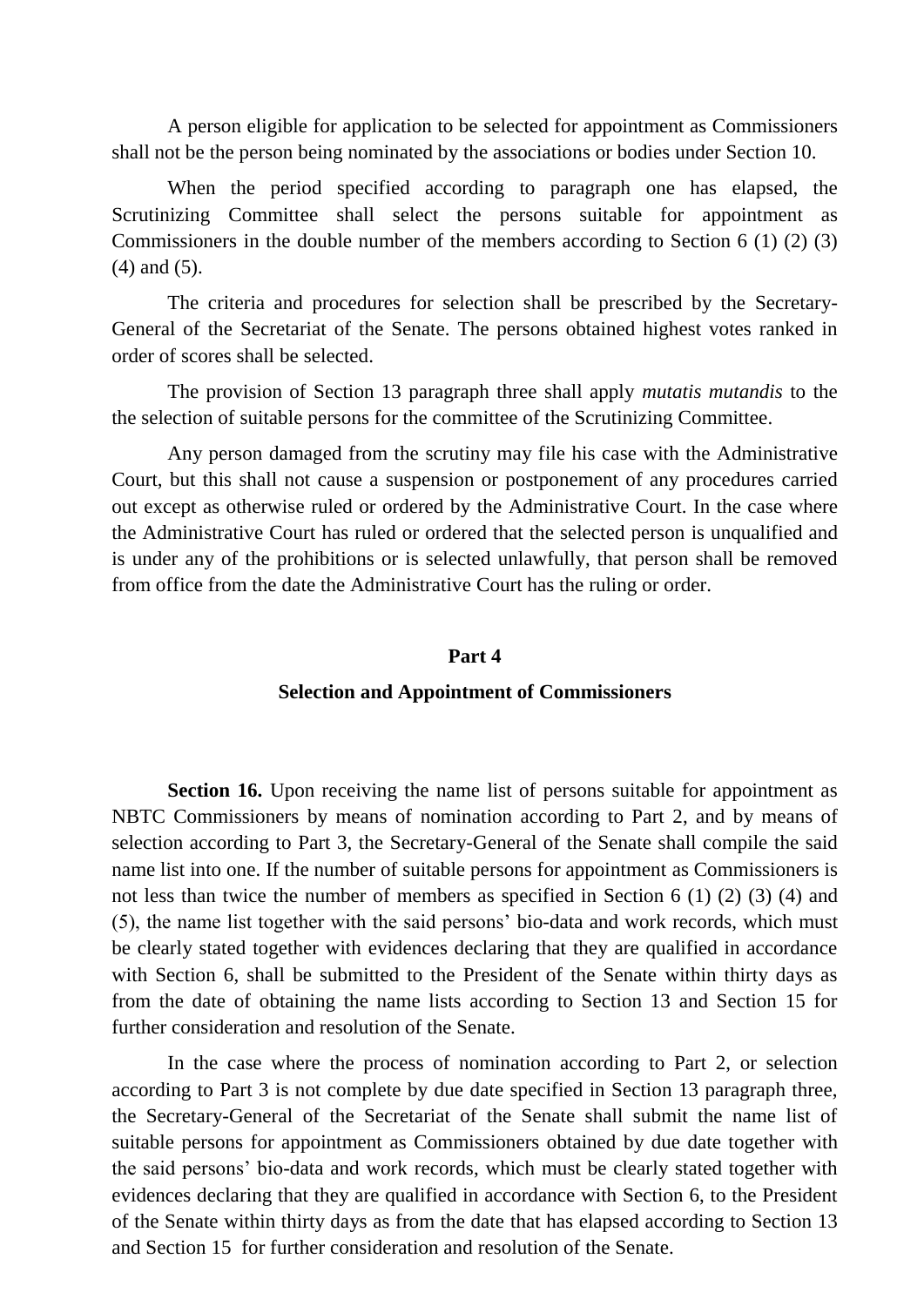A person eligible for application to be selected for appointment as Commissioners shall not be the person being nominated by the associations or bodies under Section 10.

When the period specified according to paragraph one has elapsed, the Scrutinizing Committee shall select the persons suitable for appointment as Commissioners in the double number of the members according to Section 6 (1) (2) (3) (4) and (5).

The criteria and procedures for selection shall be prescribed by the Secretary-General of the Secretariat of the Senate. The persons obtained highest votes ranked in order of scores shall be selected.

The provision of Section 13 paragraph three shall apply *mutatis mutandis* to the the selection of suitable persons for the committee of the Scrutinizing Committee.

Any person damaged from the scrutiny may file his case with the Administrative Court, but this shall not cause a suspension or postponement of any procedures carried out except as otherwise ruled or ordered by the Administrative Court. In the case where the Administrative Court has ruled or ordered that the selected person is unqualified and is under any of the prohibitions or is selected unlawfully, that person shall be removed from office from the date the Administrative Court has the ruling or order.

## Part 4

## Selection and Appointment of Commissioners

**Section 16.** Upon receiving the name list of persons suitable for appointment as NBTC Commissioners by means of nomination according to Part 2, and by means of selection according to Part 3, the Secretary-General of the Senate shall compile the said name list into one. If the number of suitable persons for appointment as Commissioners is not less than twice the number of members as specified in Section 6 (1) (2) (3) (4) and (5), the name list together with the said persons' bio-data and work records, which must be clearly stated together with evidences declaring that they are qualified in accordance with Section 6, shall be submitted to the President of the Senate within thirty days as from the date of obtaining the name lists according to Section 13 and Section 15 for further consideration and resolution of the Senate.

In the case where the process of nomination according to Part 2, or selection according to Part 3 is not complete by due date specified in Section 13 paragraph three, the Secretary-General of the Secretariat of the Senate shall submit the name list of suitable persons for appointment as Commissioners obtained by due date together with the said persons' bio-data and work records, which must be clearly stated together with evidences declaring that they are qualified in accordance with Section 6, to the President of the Senate within thirty days as from the date that has elapsed according to Section 13 and Section 15 for further consideration and resolution of the Senate.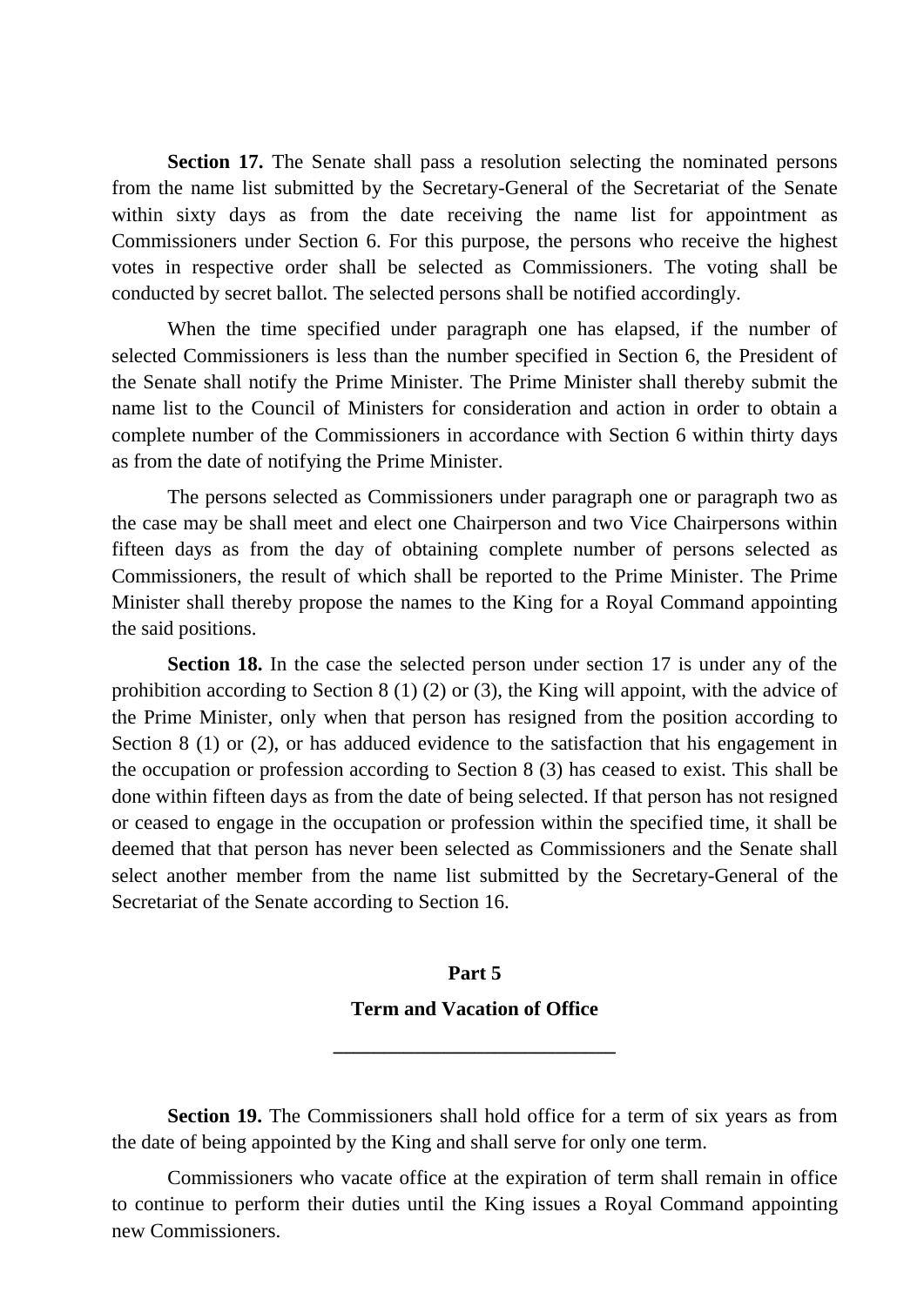**Section 17.** The Senate shall pass a resolution selecting the nominated persons from the name list submitted by the Secretary-General of the Secretariat of the Senate within sixty days as from the date receiving the name list for appointment as Commissioners under Section 6. For this purpose, the persons who receive the highest votes in respective order shall be selected as Commissioners. The voting shall be conducted by secret ballot. The selected persons shall be notified accordingly.

When the time specified under paragraph one has elapsed, if the number of selected Commissioners is less than the number specified in Section 6, the President of the Senate shall notify the Prime Minister. The Prime Minister shall thereby submit the name list to the Council of Ministers for consideration and action in order to obtain a complete number of the Commissioners in accordance with Section 6 within thirty days as from the date of notifying the Prime Minister.

The persons selected as Commissioners under paragraph one or paragraph two as the case may be shall meet and elect one Chairperson and two Vice Chairpersons within fifteen days as from the day of obtaining complete number of persons selected as Commissioners, the result of which shall be reported to the Prime Minister. The Prime Minister shall thereby propose the names to the King for a Royal Command appointing the said positions.

**Section 18.** In the case the selected person under section 17 is under any of the prohibition according to Section 8 (1) (2) or (3), the King will appoint, with the advice of the Prime Minister, only when that person has resigned from the position according to Section 8 (1) or (2), or has adduced evidence to the satisfaction that his engagement in the occupation or profession according to Section 8 (3) has ceased to exist. This shall be done within fifteen days as from the date of being selected. If that person has not resigned or ceased to engage in the occupation or profession within the specified time, it shall be deemed that that person has never been selected as Commissioners and the Senate shall select another member from the name list submitted by the Secretary-General of the Secretariat of the Senate according to Section 16.

## Part 5

## Term and Vacation of Office

---

**Section 19.** The Commissioners shall hold office for a term of six years as from the date of being appointed by the King and shall serve for only one term.

Commissioners who vacate office at the expiration of term shall remain in office to continue to perform their duties until the King issues a Royal Command appointing new Commissioners.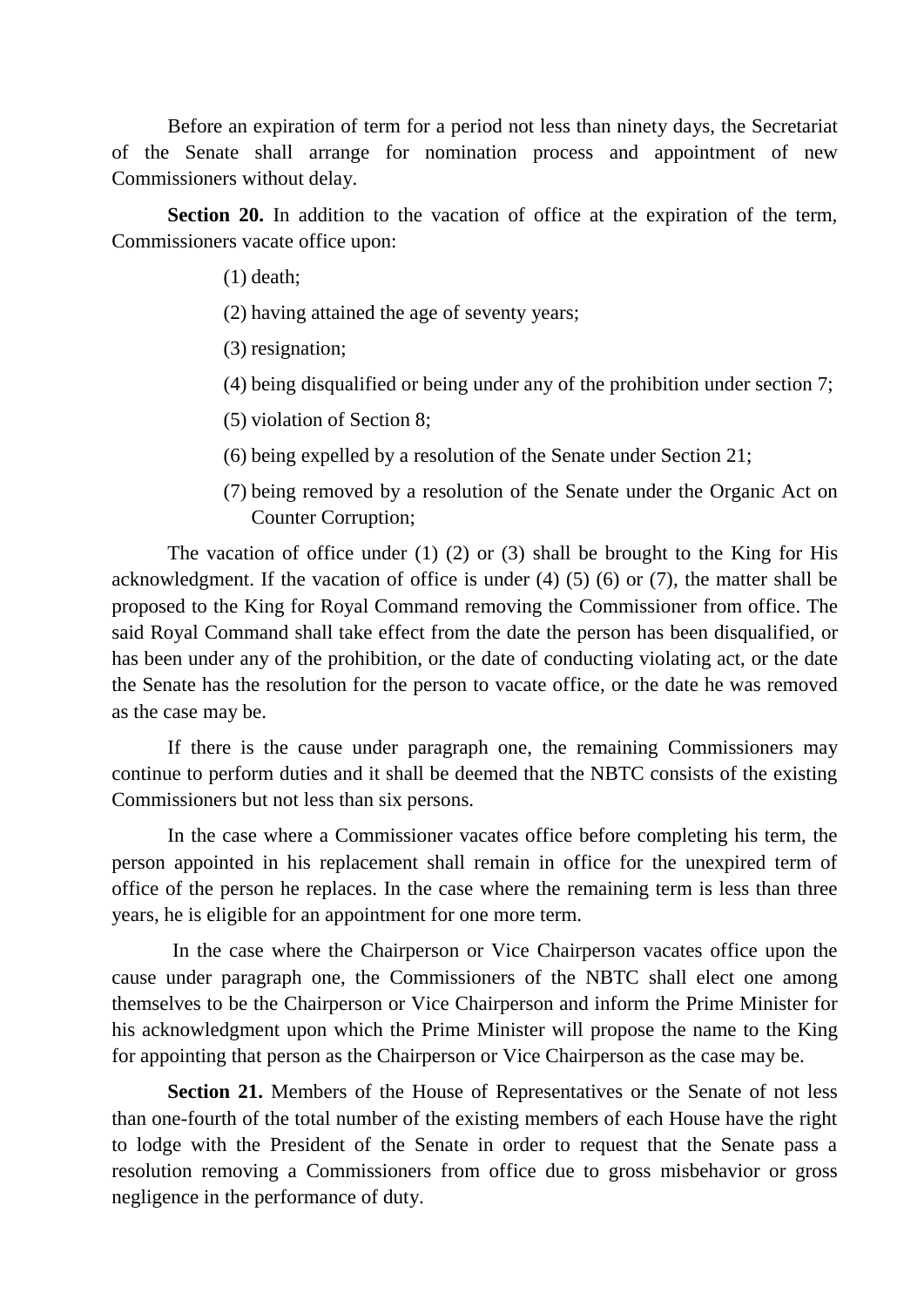Before an expiration of term for a period not less than ninety days, the Secretariat of the Senate shall arrange for nomination process and appointment of new Commissioners without delay.

**Section 20.** In addition to the vacation of office at the expiration of the term, Commissioners vacate office upon:

(1) death;

(2) having attained the age of seventy years;

(3) resignation;

(4) being disqualified or being under any of the prohibition under section 7;

(5) violation of Section 8;

(6) being expelled by a resolution of the Senate under Section 21;

(7) being removed by a resolution of the Senate under the Organic Act on Counter Corruption;

The vacation of office under (1) (2) or (3) shall be brought to the King for His acknowledgment. If the vacation of office is under (4) (5) (6) or (7), the matter shall be proposed to the King for Royal Command removing the Commissioner from office. The said Royal Command shall take effect from the date the person has been disqualified, or has been under any of the prohibition, or the date of conducting violating act, or the date the Senate has the resolution for the person to vacate office, or the date he was removed as the case may be.

If there is the cause under paragraph one, the remaining Commissioners may continue to perform duties and it shall be deemed that the NBTC consists of the existing Commissioners but not less than six persons.

In the case where a Commissioner vacates office before completing his term, the person appointed in his replacement shall remain in office for the unexpired term of office of the person he replaces. In the case where the remaining term is less than three years, he is eligible for an appointment for one more term.

In the case where the Chairperson or Vice Chairperson vacates office upon the cause under paragraph one, the Commissioners of the NBTC shall elect one among themselves to be the Chairperson or Vice Chairperson and inform the Prime Minister for his acknowledgment upon which the Prime Minister will propose the name to the King for appointing that person as the Chairperson or Vice Chairperson as the case may be.

**Section 21.** Members of the House of Representatives or the Senate of not less than one-fourth of the total number of the existing members of each House have the right to lodge with the President of the Senate in order to request that the Senate pass a resolution removing a Commissioners from office due to gross misbehavior or gross negligence in the performance of duty.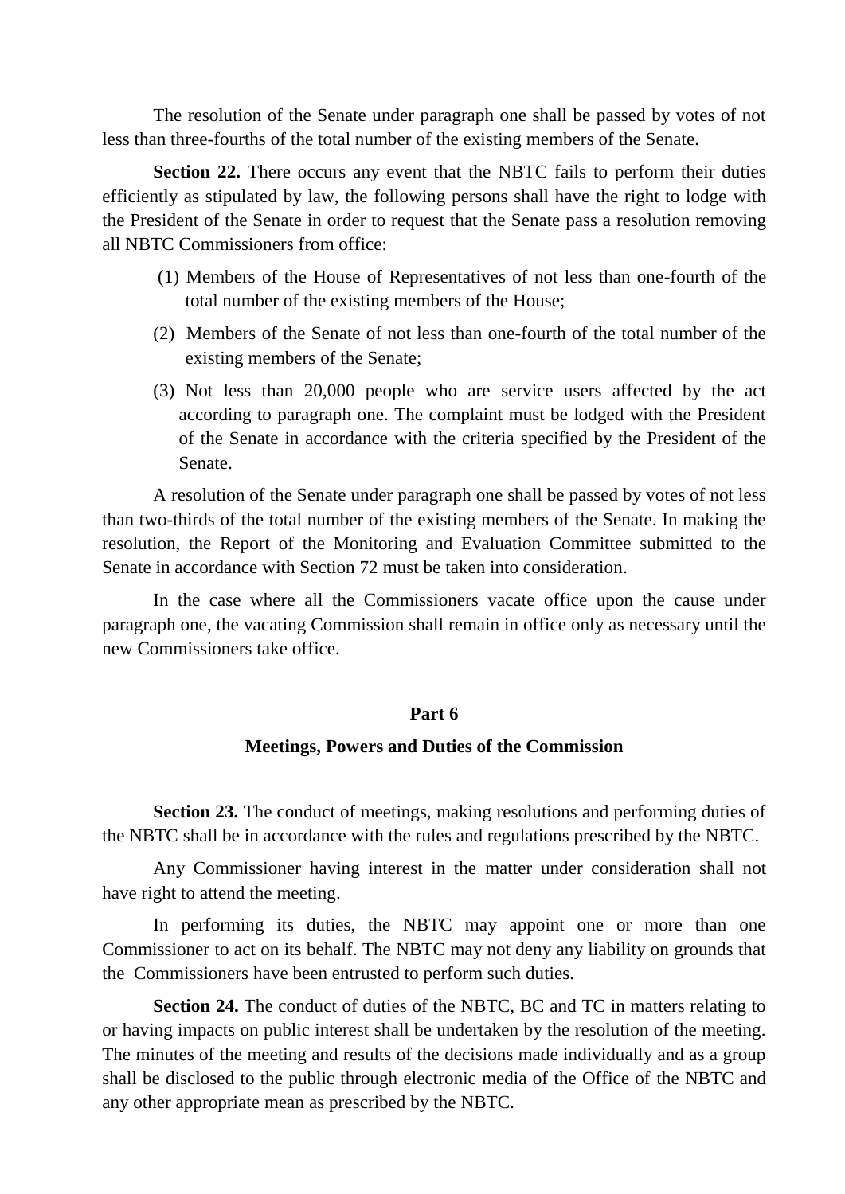The resolution of the Senate under paragraph one shall be passed by votes of not less than three-fourths of the total number of the existing members of the Senate.

**Section 22.** There occurs any event that the NBTC fails to perform their duties efficiently as stipulated by law, the following persons shall have the right to lodge with the President of the Senate in order to request that the Senate pass a resolution removing all NBTC Commissioners from office:

(1) Members of the House of Representatives of not less than one-fourth of the total number of the existing members of the House;

(2) Members of the Senate of not less than one-fourth of the total number of the existing members of the Senate;

(3) Not less than 20,000 people who are service users affected by the act according to paragraph one. The complaint must be lodged with the President of the Senate in accordance with the criteria specified by the President of the Senate.

A resolution of the Senate under paragraph one shall be passed by votes of not less than two-thirds of the total number of the existing members of the Senate. In making the resolution, the Report of the Monitoring and Evaluation Committee submitted to the Senate in accordance with Section 72 must be taken into consideration.

In the case where all the Commissioners vacate office upon the cause under paragraph one, the vacating Commission shall remain in office only as necessary until the new Commissioners take office.

## Part 6

## Meetings, Powers and Duties of the Commission

**Section 23.** The conduct of meetings, making resolutions and performing duties of the NBTC shall be in accordance with the rules and regulations prescribed by the NBTC.

Any Commissioner having interest in the matter under consideration shall not have right to attend the meeting.

In performing its duties, the NBTC may appoint one or more than one Commissioner to act on its behalf. The NBTC may not deny any liability on grounds that the Commissioners have been entrusted to perform such duties.

**Section 24.** The conduct of duties of the NBTC, BC and TC in matters relating to or having impacts on public interest shall be undertaken by the resolution of the meeting. The minutes of the meeting and results of the decisions made individually and as a group shall be disclosed to the public through electronic media of the Office of the NBTC and any other appropriate mean as prescribed by the NBTC.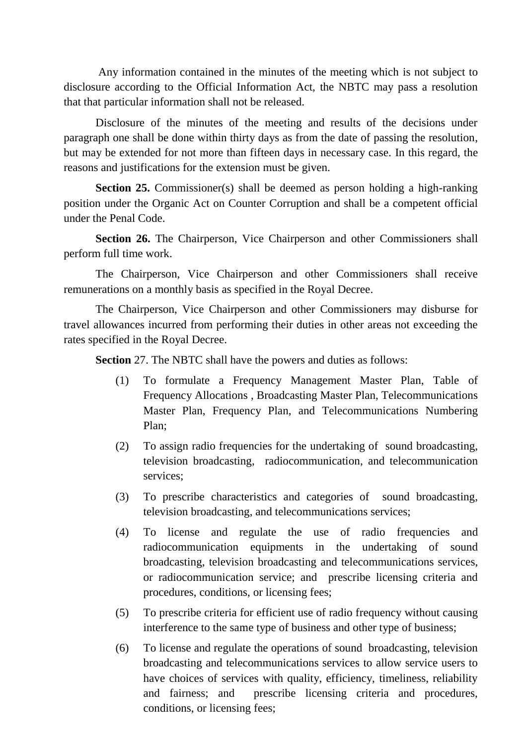Any information contained in the minutes of the meeting which is not subject to disclosure according to the Official Information Act, the NBTC may pass a resolution that that particular information shall not be released.

Disclosure of the minutes of the meeting and results of the decisions under paragraph one shall be done within thirty days as from the date of passing the resolution, but may be extended for not more than fifteen days in necessary case. In this regard, the reasons and justifications for the extension must be given.

**Section 25.** Commissioner(s) shall be deemed as person holding a high-ranking position under the Organic Act on Counter Corruption and shall be a competent official under the Penal Code.

**Section 26.** The Chairperson, Vice Chairperson and other Commissioners shall perform full time work.

The Chairperson, Vice Chairperson and other Commissioners shall receive remunerations on a monthly basis as specified in the Royal Decree.

The Chairperson, Vice Chairperson and other Commissioners may disburse for travel allowances incurred from performing their duties in other areas not exceeding the rates specified in the Royal Decree.

**Section** 27. The NBTC shall have the powers and duties as follows:

(1) To formulate a Frequency Management Master Plan, Table of Frequency Allocations , Broadcasting Master Plan, Telecommunications Master Plan, Frequency Plan, and Telecommunications Numbering Plan;

(2) To assign radio frequencies for the undertaking of sound broadcasting, television broadcasting, radiocommunication, and telecommunication services;

(3) To prescribe characteristics and categories of sound broadcasting, television broadcasting, and telecommunications services;

(4) To license and regulate the use of radio frequencies and radiocommunication equipments in the undertaking of sound broadcasting, television broadcasting and telecommunications services, or radiocommunication service; and prescribe licensing criteria and procedures, conditions, or licensing fees;

(5) To prescribe criteria for efficient use of radio frequency without causing interference to the same type of business and other type of business;

(6) To license and regulate the operations of sound broadcasting, television broadcasting and telecommunications services to allow service users to have choices of services with quality, efficiency, timeliness, reliability and fairness; and prescribe licensing criteria and procedures, conditions, or licensing fees;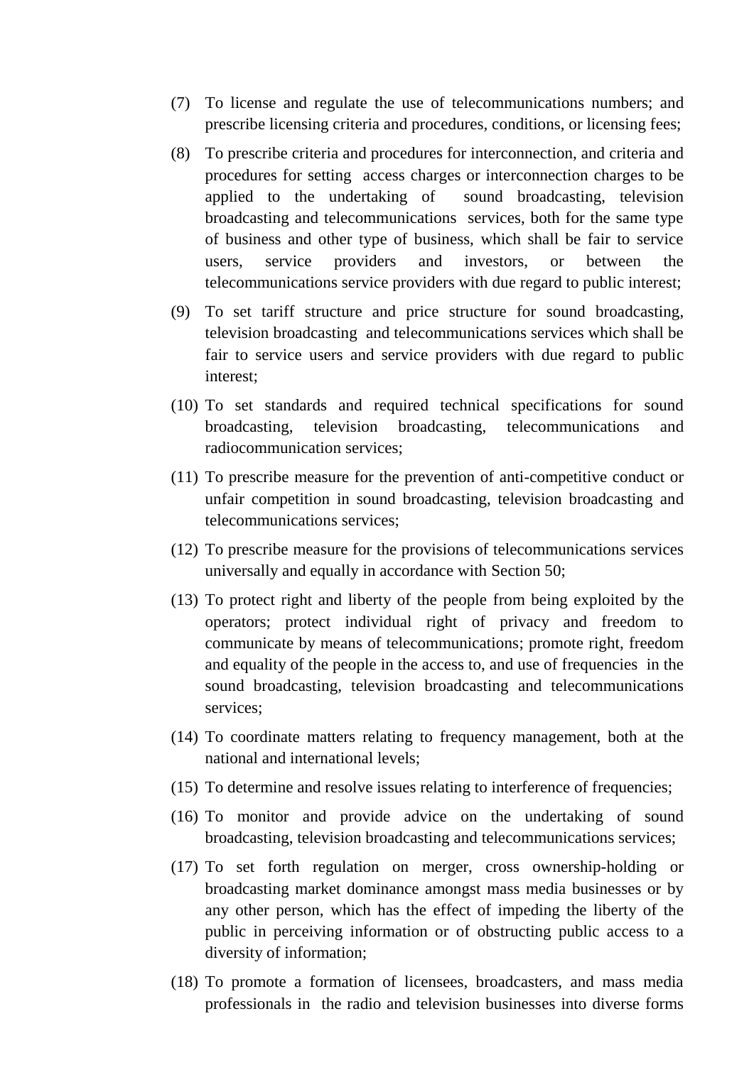(7) To license and regulate the use of telecommunications numbers; and prescribe licensing criteria and procedures, conditions, or licensing fees;

(8) To prescribe criteria and procedures for interconnection, and criteria and procedures for setting access charges or interconnection charges to be applied to the undertaking of sound broadcasting, television broadcasting and telecommunications services, both for the same type of business and other type of business, which shall be fair to service users, service providers and investors, or between the telecommunications service providers with due regard to public interest;

(9) To set tariff structure and price structure for sound broadcasting, television broadcasting and telecommunications services which shall be fair to service users and service providers with due regard to public interest;

(10) To set standards and required technical specifications for sound broadcasting, television broadcasting, telecommunications and radiocommunication services;

(11) To prescribe measure for the prevention of anti-competitive conduct or unfair competition in sound broadcasting, television broadcasting and telecommunications services;

(12) To prescribe measure for the provisions of telecommunications services universally and equally in accordance with Section 50;

(13) To protect right and liberty of the people from being exploited by the operators; protect individual right of privacy and freedom to communicate by means of telecommunications; promote right, freedom and equality of the people in the access to, and use of frequencies in the sound broadcasting, television broadcasting and telecommunications services;

(14) To coordinate matters relating to frequency management, both at the national and international levels;

(15) To determine and resolve issues relating to interference of frequencies;

(16) To monitor and provide advice on the undertaking of sound broadcasting, television broadcasting and telecommunications services;

(17) To set forth regulation on merger, cross ownership-holding or broadcasting market dominance amongst mass media businesses or by any other person, which has the effect of impeding the liberty of the public in perceiving information or of obstructing public access to a diversity of information;

(18) To promote a formation of licensees, broadcasters, and mass media professionals in the radio and television businesses into diverse forms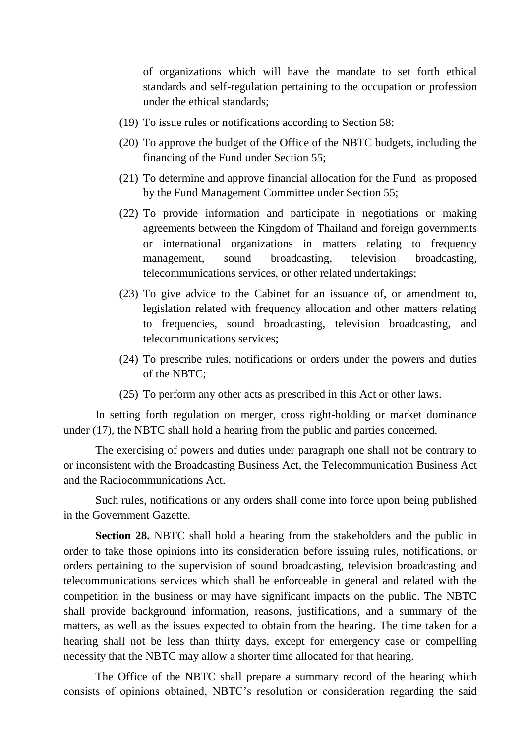of organizations which will have the mandate to set forth ethical standards and self-regulation pertaining to the occupation or profession under the ethical standards;

(19) To issue rules or notifications according to Section 58;

(20) To approve the budget of the Office of the NBTC budgets, including the financing of the Fund under Section 55;

(21) To determine and approve financial allocation for the Fund as proposed by the Fund Management Committee under Section 55;

(22) To provide information and participate in negotiations or making agreements between the Kingdom of Thailand and foreign governments or international organizations in matters relating to frequency management, sound broadcasting, television broadcasting, telecommunications services, or other related undertakings;

(23) To give advice to the Cabinet for an issuance of, or amendment to, legislation related with frequency allocation and other matters relating to frequencies, sound broadcasting, television broadcasting, and telecommunications services;

(24) To prescribe rules, notifications or orders under the powers and duties of the NBTC;

(25) To perform any other acts as prescribed in this Act or other laws.

In setting forth regulation on merger, cross right-holding or market dominance under (17), the NBTC shall hold a hearing from the public and parties concerned.

The exercising of powers and duties under paragraph one shall not be contrary to or inconsistent with the Broadcasting Business Act, the Telecommunication Business Act and the Radiocommunications Act.

Such rules, notifications or any orders shall come into force upon being published in the Government Gazette.

**Section 28.** NBTC shall hold a hearing from the stakeholders and the public in order to take those opinions into its consideration before issuing rules, notifications, or orders pertaining to the supervision of sound broadcasting, television broadcasting and telecommunications services which shall be enforceable in general and related with the competition in the business or may have significant impacts on the public. The NBTC shall provide background information, reasons, justifications, and a summary of the matters, as well as the issues expected to obtain from the hearing. The time taken for a hearing shall not be less than thirty days, except for emergency case or compelling necessity that the NBTC may allow a shorter time allocated for that hearing.

The Office of the NBTC shall prepare a summary record of the hearing which consists of opinions obtained, NBTC's resolution or consideration regarding the said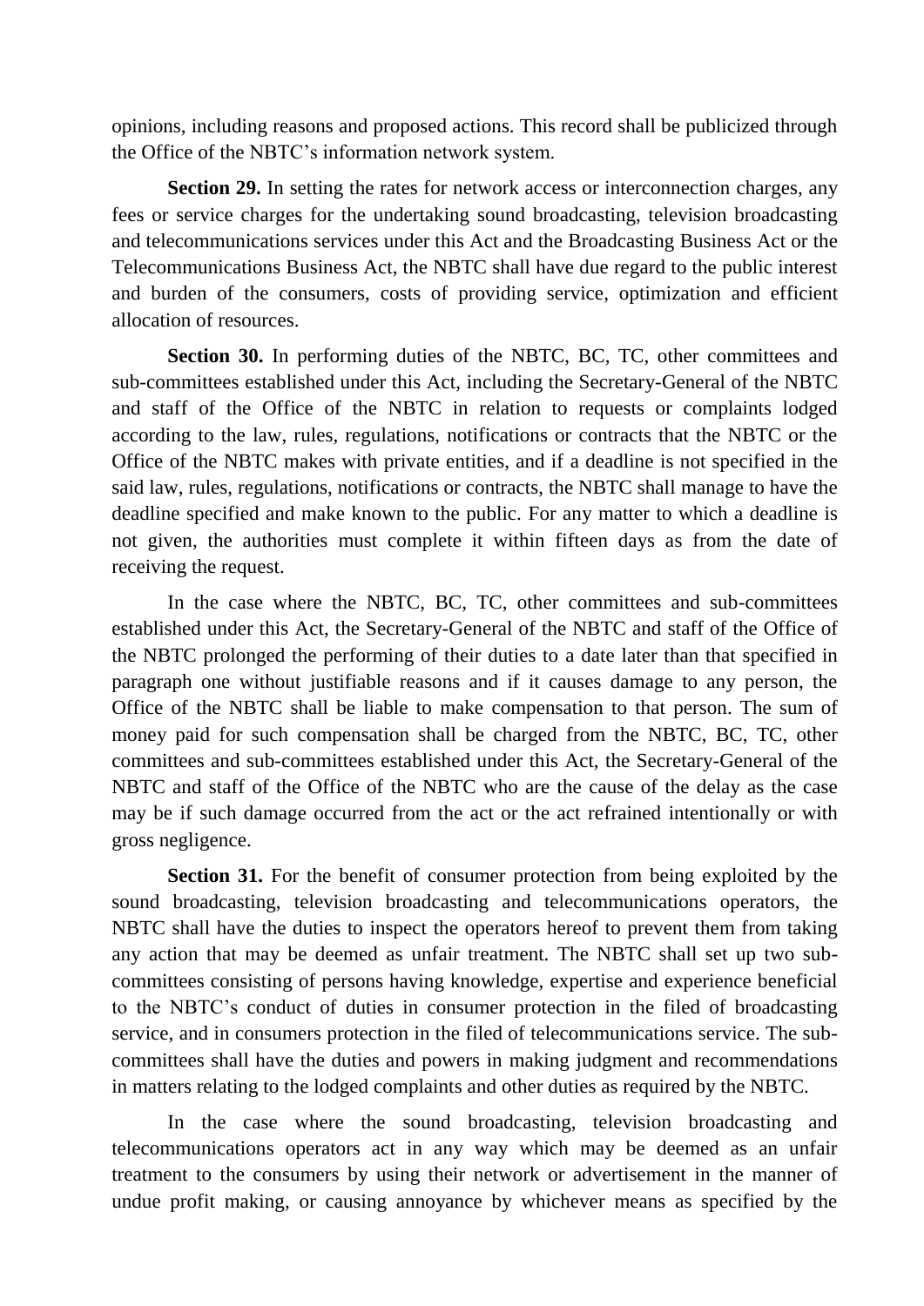opinions, including reasons and proposed actions. This record shall be publicized through the Office of the NBTC's information network system.

**Section 29.** In setting the rates for network access or interconnection charges, any fees or service charges for the undertaking sound broadcasting, television broadcasting and telecommunications services under this Act and the Broadcasting Business Act or the Telecommunications Business Act, the NBTC shall have due regard to the public interest and burden of the consumers, costs of providing service, optimization and efficient allocation of resources.

**Section 30.** In performing duties of the NBTC, BC, TC, other committees and sub-committees established under this Act, including the Secretary-General of the NBTC and staff of the Office of the NBTC in relation to requests or complaints lodged according to the law, rules, regulations, notifications or contracts that the NBTC or the Office of the NBTC makes with private entities, and if a deadline is not specified in the said law, rules, regulations, notifications or contracts, the NBTC shall manage to have the deadline specified and make known to the public. For any matter to which a deadline is not given, the authorities must complete it within fifteen days as from the date of receiving the request.

In the case where the NBTC, BC, TC, other committees and sub-committees established under this Act, the Secretary-General of the NBTC and staff of the Office of the NBTC prolonged the performing of their duties to a date later than that specified in paragraph one without justifiable reasons and if it causes damage to any person, the Office of the NBTC shall be liable to make compensation to that person. The sum of money paid for such compensation shall be charged from the NBTC, BC, TC, other committees and sub-committees established under this Act, the Secretary-General of the NBTC and staff of the Office of the NBTC who are the cause of the delay as the case may be if such damage occurred from the act or the act refrained intentionally or with gross negligence.

**Section 31.** For the benefit of consumer protection from being exploited by the sound broadcasting, television broadcasting and telecommunications operators, the NBTC shall have the duties to inspect the operators hereof to prevent them from taking any action that may be deemed as unfair treatment. The NBTC shall set up two sub-committees consisting of persons having knowledge, expertise and experience beneficial to the NBTC's conduct of duties in consumer protection in the filed of broadcasting service, and in consumers protection in the filed of telecommunications service. The sub-committees shall have the duties and powers in making judgment and recommendations in matters relating to the lodged complaints and other duties as required by the NBTC.

In the case where the sound broadcasting, television broadcasting and telecommunications operators act in any way which may be deemed as an unfair treatment to the consumers by using their network or advertisement in the manner of undue profit making, or causing annoyance by whichever means as specified by the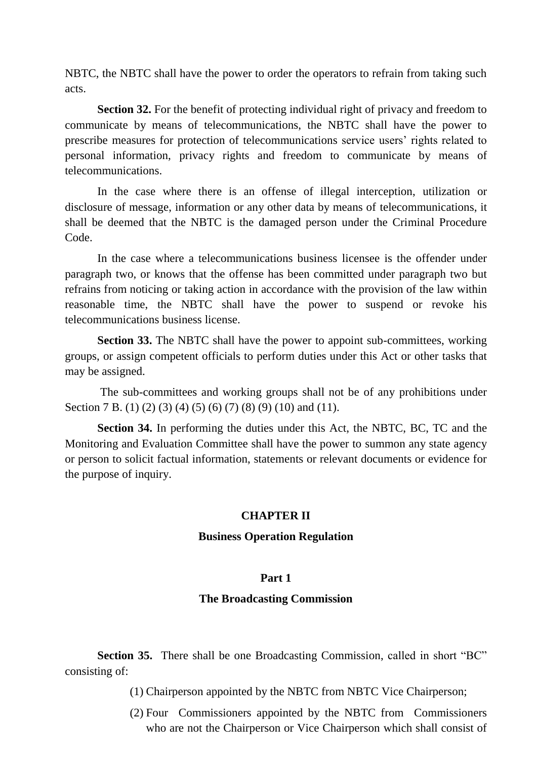NBTC, the NBTC shall have the power to order the operators to refrain from taking such acts.

**Section 32.** For the benefit of protecting individual right of privacy and freedom to communicate by means of telecommunications, the NBTC shall have the power to prescribe measures for protection of telecommunications service users' rights related to personal information, privacy rights and freedom to communicate by means of telecommunications.

In the case where there is an offense of illegal interception, utilization or disclosure of message, information or any other data by means of telecommunications, it shall be deemed that the NBTC is the damaged person under the Criminal Procedure Code.

In the case where a telecommunications business licensee is the offender under paragraph two, or knows that the offense has been committed under paragraph two but refrains from noticing or taking action in accordance with the provision of the law within reasonable time, the NBTC shall have the power to suspend or revoke his telecommunications business license.

**Section 33.** The NBTC shall have the power to appoint sub-committees, working groups, or assign competent officials to perform duties under this Act or other tasks that may be assigned.

The sub-committees and working groups shall not be of any prohibitions under Section 7 B. (1) (2) (3) (4) (5) (6) (7) (8) (9) (10) and (11).

**Section 34.** In performing the duties under this Act, the NBTC, BC, TC and the Monitoring and Evaluation Committee shall have the power to summon any state agency or person to solicit factual information, statements or relevant documents or evidence for the purpose of inquiry.

## CHAPTER II

## Business Operation Regulation

### Part 1

### The Broadcasting Commission

**Section 35.** There shall be one Broadcasting Commission, called in short "BC" consisting of:

(1) Chairperson appointed by the NBTC from NBTC Vice Chairperson;

(2) Four Commissioners appointed by the NBTC from Commissioners who are not the Chairperson or Vice Chairperson which shall consist of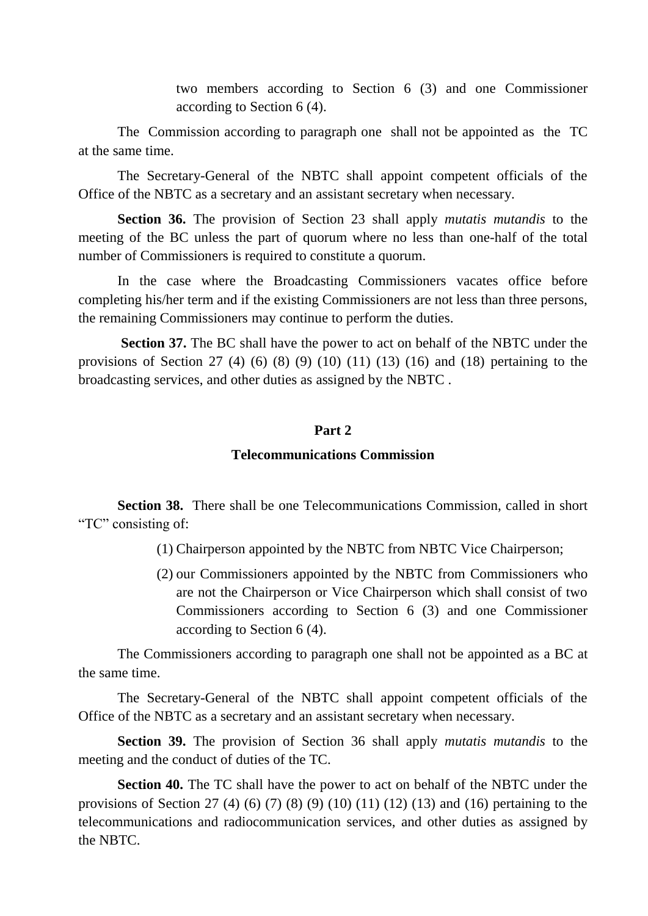two members according to Section 6 (3) and one Commissioner according to Section 6 (4).

The Commission according to paragraph one shall not be appointed as the TC at the same time.

The Secretary-General of the NBTC shall appoint competent officials of the Office of the NBTC as a secretary and an assistant secretary when necessary.

**Section 36.** The provision of Section 23 shall apply *mutatis mutandis* to the meeting of the BC unless the part of quorum where no less than one-half of the total number of Commissioners is required to constitute a quorum.

In the case where the Broadcasting Commissioners vacates office before completing his/her term and if the existing Commissioners are not less than three persons, the remaining Commissioners may continue to perform the duties.

**Section 37.** The BC shall have the power to act on behalf of the NBTC under the provisions of Section 27 (4) (6) (8) (9) (10) (11) (13) (16) and (18) pertaining to the broadcasting services, and other duties as assigned by the NBTC .

## Part 2

## Telecommunications Commission

**Section 38.** There shall be one Telecommunications Commission, called in short "TC" consisting of:

(1) Chairperson appointed by the NBTC from NBTC Vice Chairperson;

(2) our Commissioners appointed by the NBTC from Commissioners who are not the Chairperson or Vice Chairperson which shall consist of two Commissioners according to Section 6 (3) and one Commissioner according to Section 6 (4).

The Commissioners according to paragraph one shall not be appointed as a BC at the same time.

The Secretary-General of the NBTC shall appoint competent officials of the Office of the NBTC as a secretary and an assistant secretary when necessary.

**Section 39.** The provision of Section 36 shall apply *mutatis mutandis* to the meeting and the conduct of duties of the TC.

**Section 40.** The TC shall have the power to act on behalf of the NBTC under the provisions of Section 27 (4) (6) (7) (8) (9) (10) (11) (12) (13) and (16) pertaining to the telecommunications and radiocommunication services, and other duties as assigned by the NBTC.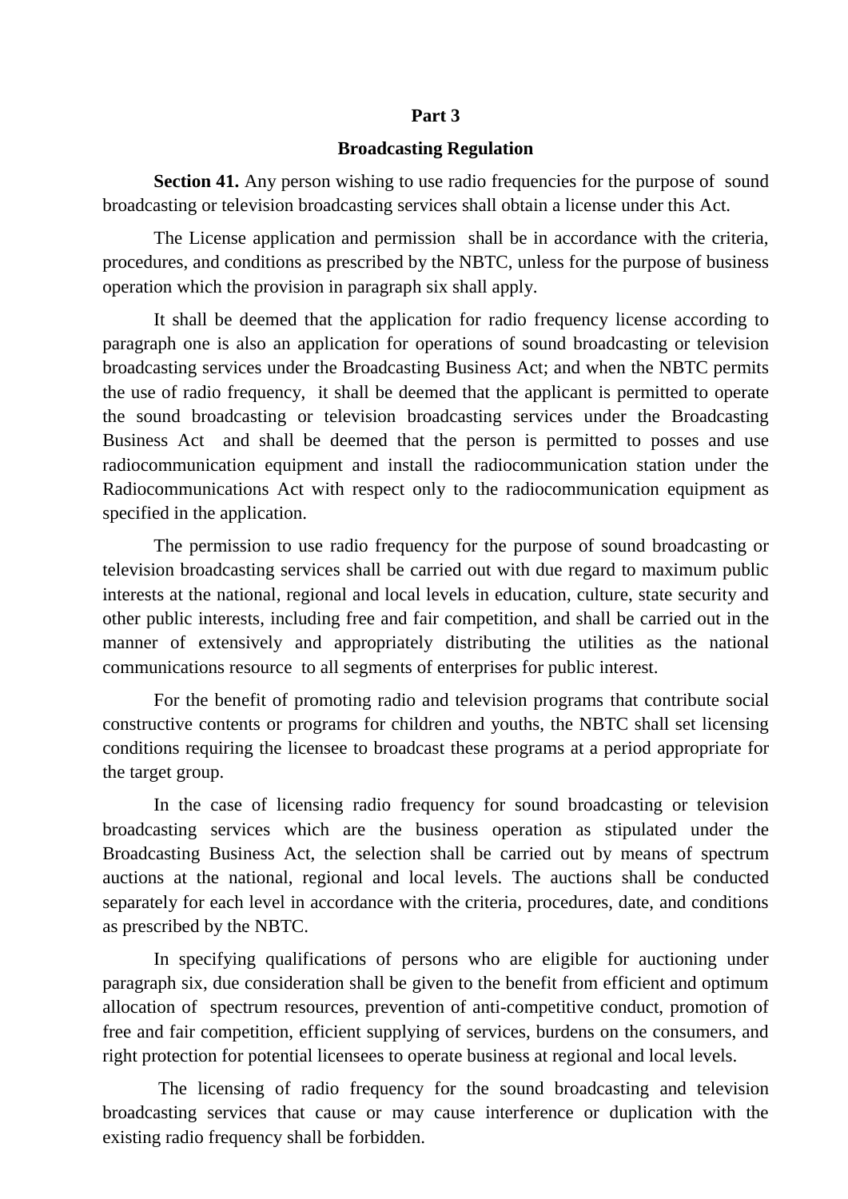## Part 3

## Broadcasting Regulation

**Section 41.** Any person wishing to use radio frequencies for the purpose of sound broadcasting or television broadcasting services shall obtain a license under this Act.

The License application and permission shall be in accordance with the criteria, procedures, and conditions as prescribed by the NBTC, unless for the purpose of business operation which the provision in paragraph six shall apply.

It shall be deemed that the application for radio frequency license according to paragraph one is also an application for operations of sound broadcasting or television broadcasting services under the Broadcasting Business Act; and when the NBTC permits the use of radio frequency, it shall be deemed that the applicant is permitted to operate the sound broadcasting or television broadcasting services under the Broadcasting Business Act and shall be deemed that the person is permitted to posses and use radiocommunication equipment and install the radiocommunication station under the Radiocommunications Act with respect only to the radiocommunication equipment as specified in the application.

The permission to use radio frequency for the purpose of sound broadcasting or television broadcasting services shall be carried out with due regard to maximum public interests at the national, regional and local levels in education, culture, state security and other public interests, including free and fair competition, and shall be carried out in the manner of extensively and appropriately distributing the utilities as the national communications resource to all segments of enterprises for public interest.

For the benefit of promoting radio and television programs that contribute social constructive contents or programs for children and youths, the NBTC shall set licensing conditions requiring the licensee to broadcast these programs at a period appropriate for the target group.

In the case of licensing radio frequency for sound broadcasting or television broadcasting services which are the business operation as stipulated under the Broadcasting Business Act, the selection shall be carried out by means of spectrum auctions at the national, regional and local levels. The auctions shall be conducted separately for each level in accordance with the criteria, procedures, date, and conditions as prescribed by the NBTC.

In specifying qualifications of persons who are eligible for auctioning under paragraph six, due consideration shall be given to the benefit from efficient and optimum allocation of spectrum resources, prevention of anti-competitive conduct, promotion of free and fair competition, efficient supplying of services, burdens on the consumers, and right protection for potential licensees to operate business at regional and local levels.

The licensing of radio frequency for the sound broadcasting and television broadcasting services that cause or may cause interference or duplication with the existing radio frequency shall be forbidden.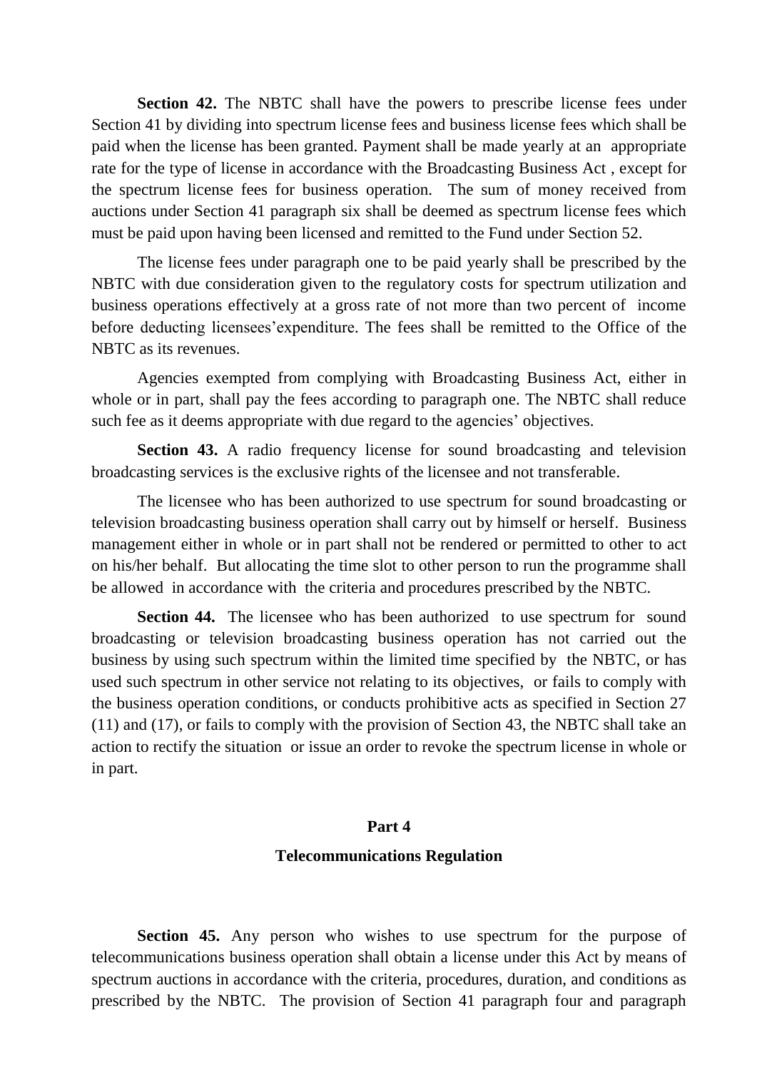**Section 42.** The NBTC shall have the powers to prescribe license fees under Section 41 by dividing into spectrum license fees and business license fees which shall be paid when the license has been granted. Payment shall be made yearly at an appropriate rate for the type of license in accordance with the Broadcasting Business Act , except for the spectrum license fees for business operation. The sum of money received from auctions under Section 41 paragraph six shall be deemed as spectrum license fees which must be paid upon having been licensed and remitted to the Fund under Section 52.

The license fees under paragraph one to be paid yearly shall be prescribed by the NBTC with due consideration given to the regulatory costs for spectrum utilization and business operations effectively at a gross rate of not more than two percent of income before deducting licensees'expenditure. The fees shall be remitted to the Office of the NBTC as its revenues.

Agencies exempted from complying with Broadcasting Business Act, either in whole or in part, shall pay the fees according to paragraph one. The NBTC shall reduce such fee as it deems appropriate with due regard to the agencies' objectives.

**Section 43.** A radio frequency license for sound broadcasting and television broadcasting services is the exclusive rights of the licensee and not transferable.

The licensee who has been authorized to use spectrum for sound broadcasting or television broadcasting business operation shall carry out by himself or herself. Business management either in whole or in part shall not be rendered or permitted to other to act on his/her behalf. But allocating the time slot to other person to run the programme shall be allowed in accordance with the criteria and procedures prescribed by the NBTC.

**Section 44.** The licensee who has been authorized to use spectrum for sound broadcasting or television broadcasting business operation has not carried out the business by using such spectrum within the limited time specified by the NBTC, or has used such spectrum in other service not relating to its objectives, or fails to comply with the business operation conditions, or conducts prohibitive acts as specified in Section 27 (11) and (17), or fails to comply with the provision of Section 43, the NBTC shall take an action to rectify the situation or issue an order to revoke the spectrum license in whole or in part.

## Part 4

## Telecommunications Regulation

**Section 45.** Any person who wishes to use spectrum for the purpose of telecommunications business operation shall obtain a license under this Act by means of spectrum auctions in accordance with the criteria, procedures, duration, and conditions as prescribed by the NBTC. The provision of Section 41 paragraph four and paragraph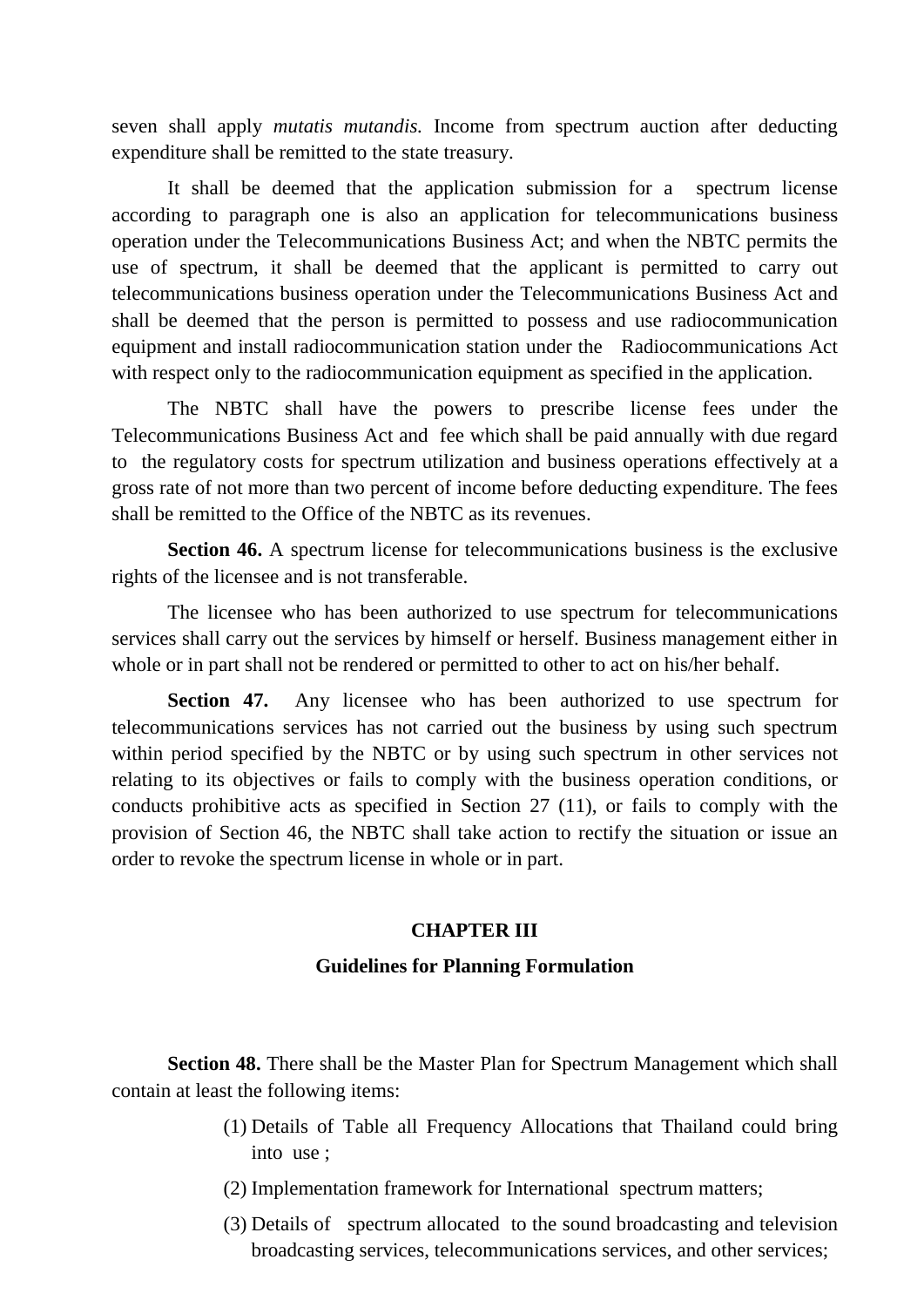seven shall apply *mutatis mutandis.* Income from spectrum auction after deducting expenditure shall be remitted to the state treasury.

It shall be deemed that the application submission for a spectrum license according to paragraph one is also an application for telecommunications business operation under the Telecommunications Business Act; and when the NBTC permits the use of spectrum, it shall be deemed that the applicant is permitted to carry out telecommunications business operation under the Telecommunications Business Act and shall be deemed that the person is permitted to possess and use radiocommunication equipment and install radiocommunication station under the Radiocommunications Act with respect only to the radiocommunication equipment as specified in the application.

The NBTC shall have the powers to prescribe license fees under the Telecommunications Business Act and fee which shall be paid annually with due regard to the regulatory costs for spectrum utilization and business operations effectively at a gross rate of not more than two percent of income before deducting expenditure. The fees shall be remitted to the Office of the NBTC as its revenues.

**Section 46.** A spectrum license for telecommunications business is the exclusive rights of the licensee and is not transferable.

The licensee who has been authorized to use spectrum for telecommunications services shall carry out the services by himself or herself. Business management either in whole or in part shall not be rendered or permitted to other to act on his/her behalf.

**Section 47.** Any licensee who has been authorized to use spectrum for telecommunications services has not carried out the business by using such spectrum within period specified by the NBTC or by using such spectrum in other services not relating to its objectives or fails to comply with the business operation conditions, or conducts prohibitive acts as specified in Section 27 (11), or fails to comply with the provision of Section 46, the NBTC shall take action to rectify the situation or issue an order to revoke the spectrum license in whole or in part.

## CHAPTER III

### Guidelines for Planning Formulation

**Section 48.** There shall be the Master Plan for Spectrum Management which shall contain at least the following items:

(1) Details of Table all Frequency Allocations that Thailand could bring into use ;

(2) Implementation framework for International spectrum matters;

(3) Details of spectrum allocated to the sound broadcasting and television broadcasting services, telecommunications services, and other services;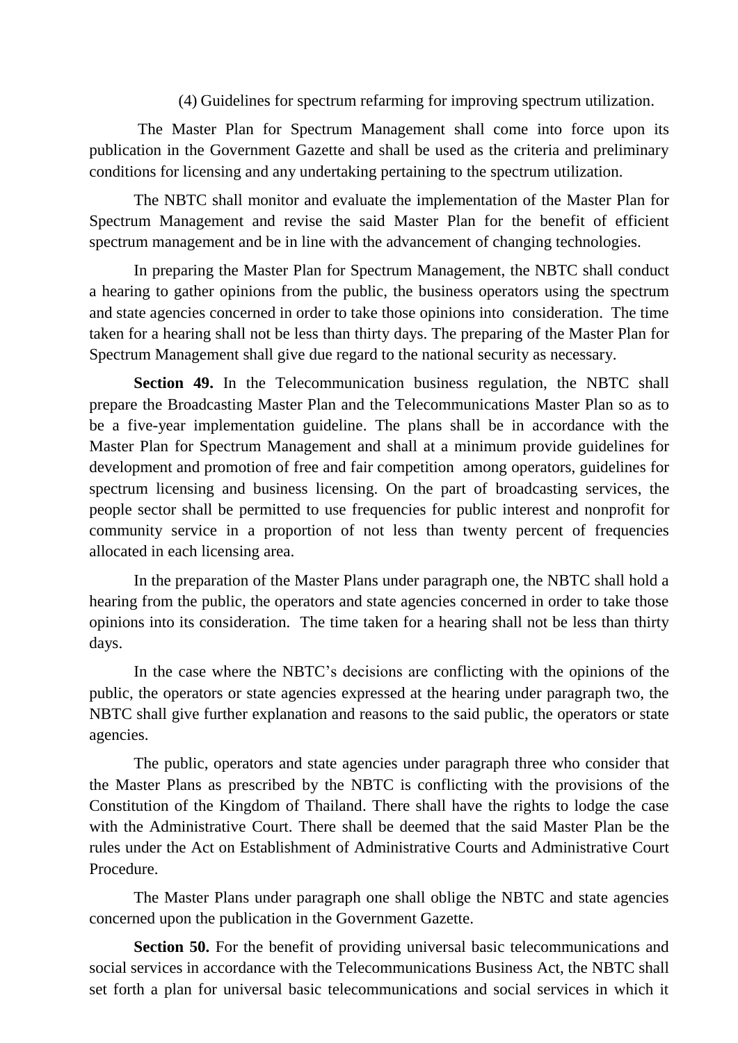(4) Guidelines for spectrum refarming for improving spectrum utilization.

The Master Plan for Spectrum Management shall come into force upon its publication in the Government Gazette and shall be used as the criteria and preliminary conditions for licensing and any undertaking pertaining to the spectrum utilization.

The NBTC shall monitor and evaluate the implementation of the Master Plan for Spectrum Management and revise the said Master Plan for the benefit of efficient spectrum management and be in line with the advancement of changing technologies.

In preparing the Master Plan for Spectrum Management, the NBTC shall conduct a hearing to gather opinions from the public, the business operators using the spectrum and state agencies concerned in order to take those opinions into consideration. The time taken for a hearing shall not be less than thirty days. The preparing of the Master Plan for Spectrum Management shall give due regard to the national security as necessary.

**Section 49.** In the Telecommunication business regulation, the NBTC shall prepare the Broadcasting Master Plan and the Telecommunications Master Plan so as to be a five-year implementation guideline. The plans shall be in accordance with the Master Plan for Spectrum Management and shall at a minimum provide guidelines for development and promotion of free and fair competition among operators, guidelines for spectrum licensing and business licensing. On the part of broadcasting services, the people sector shall be permitted to use frequencies for public interest and nonprofit for community service in a proportion of not less than twenty percent of frequencies allocated in each licensing area.

In the preparation of the Master Plans under paragraph one, the NBTC shall hold a hearing from the public, the operators and state agencies concerned in order to take those opinions into its consideration. The time taken for a hearing shall not be less than thirty days.

In the case where the NBTC's decisions are conflicting with the opinions of the public, the operators or state agencies expressed at the hearing under paragraph two, the NBTC shall give further explanation and reasons to the said public, the operators or state agencies.

The public, operators and state agencies under paragraph three who consider that the Master Plans as prescribed by the NBTC is conflicting with the provisions of the Constitution of the Kingdom of Thailand. There shall have the rights to lodge the case with the Administrative Court. There shall be deemed that the said Master Plan be the rules under the Act on Establishment of Administrative Courts and Administrative Court Procedure.

The Master Plans under paragraph one shall oblige the NBTC and state agencies concerned upon the publication in the Government Gazette.

**Section 50.** For the benefit of providing universal basic telecommunications and social services in accordance with the Telecommunications Business Act, the NBTC shall set forth a plan for universal basic telecommunications and social services in which it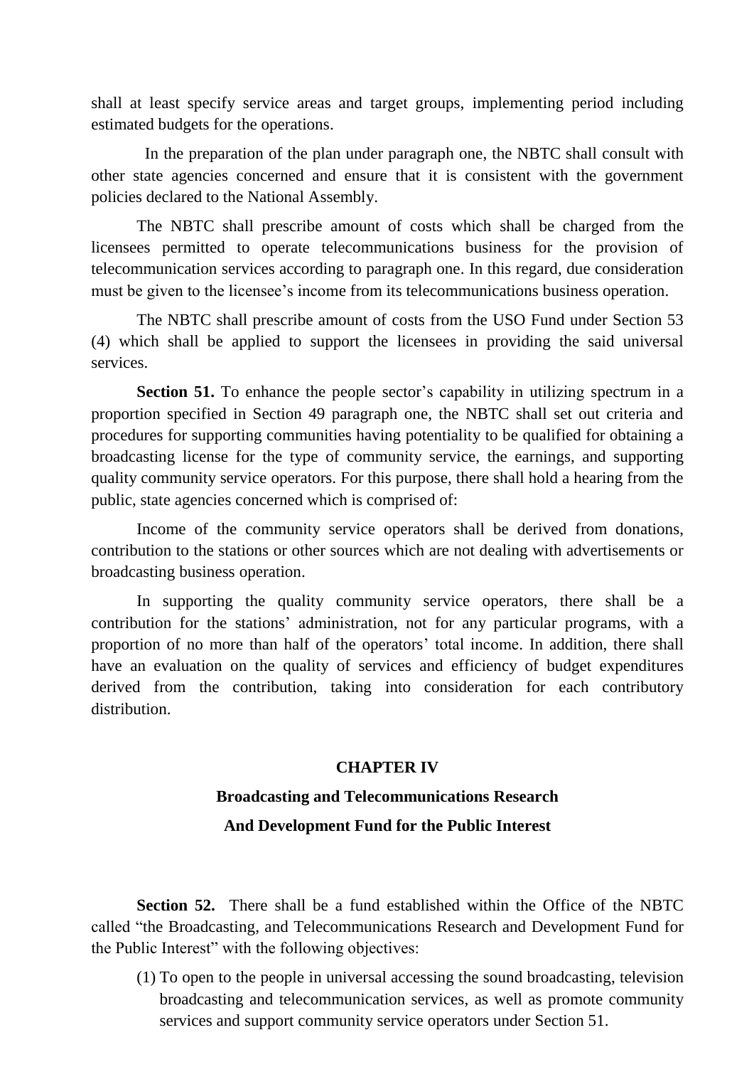shall at least specify service areas and target groups, implementing period including estimated budgets for the operations.

In the preparation of the plan under paragraph one, the NBTC shall consult with other state agencies concerned and ensure that it is consistent with the government policies declared to the National Assembly.

The NBTC shall prescribe amount of costs which shall be charged from the licensees permitted to operate telecommunications business for the provision of telecommunication services according to paragraph one. In this regard, due consideration must be given to the licensee's income from its telecommunications business operation.

The NBTC shall prescribe amount of costs from the USO Fund under Section 53 (4) which shall be applied to support the licensees in providing the said universal services.

**Section 51.** To enhance the people sector's capability in utilizing spectrum in a proportion specified in Section 49 paragraph one, the NBTC shall set out criteria and procedures for supporting communities having potentiality to be qualified for obtaining a broadcasting license for the type of community service, the earnings, and supporting quality community service operators. For this purpose, there shall hold a hearing from the public, state agencies concerned which is comprised of:

Income of the community service operators shall be derived from donations, contribution to the stations or other sources which are not dealing with advertisements or broadcasting business operation.

In supporting the quality community service operators, there shall be a contribution for the stations' administration, not for any particular programs, with a proportion of no more than half of the operators' total income. In addition, there shall have an evaluation on the quality of services and efficiency of budget expenditures derived from the contribution, taking into consideration for each contributory distribution.

## CHAPTER IV

## Broadcasting and Telecommunications Research And Development Fund for the Public Interest

**Section 52.** There shall be a fund established within the Office of the NBTC called "the Broadcasting, and Telecommunications Research and Development Fund for the Public Interest" with the following objectives:

(1) To open to the people in universal accessing the sound broadcasting, television broadcasting and telecommunication services, as well as promote community services and support community service operators under Section 51.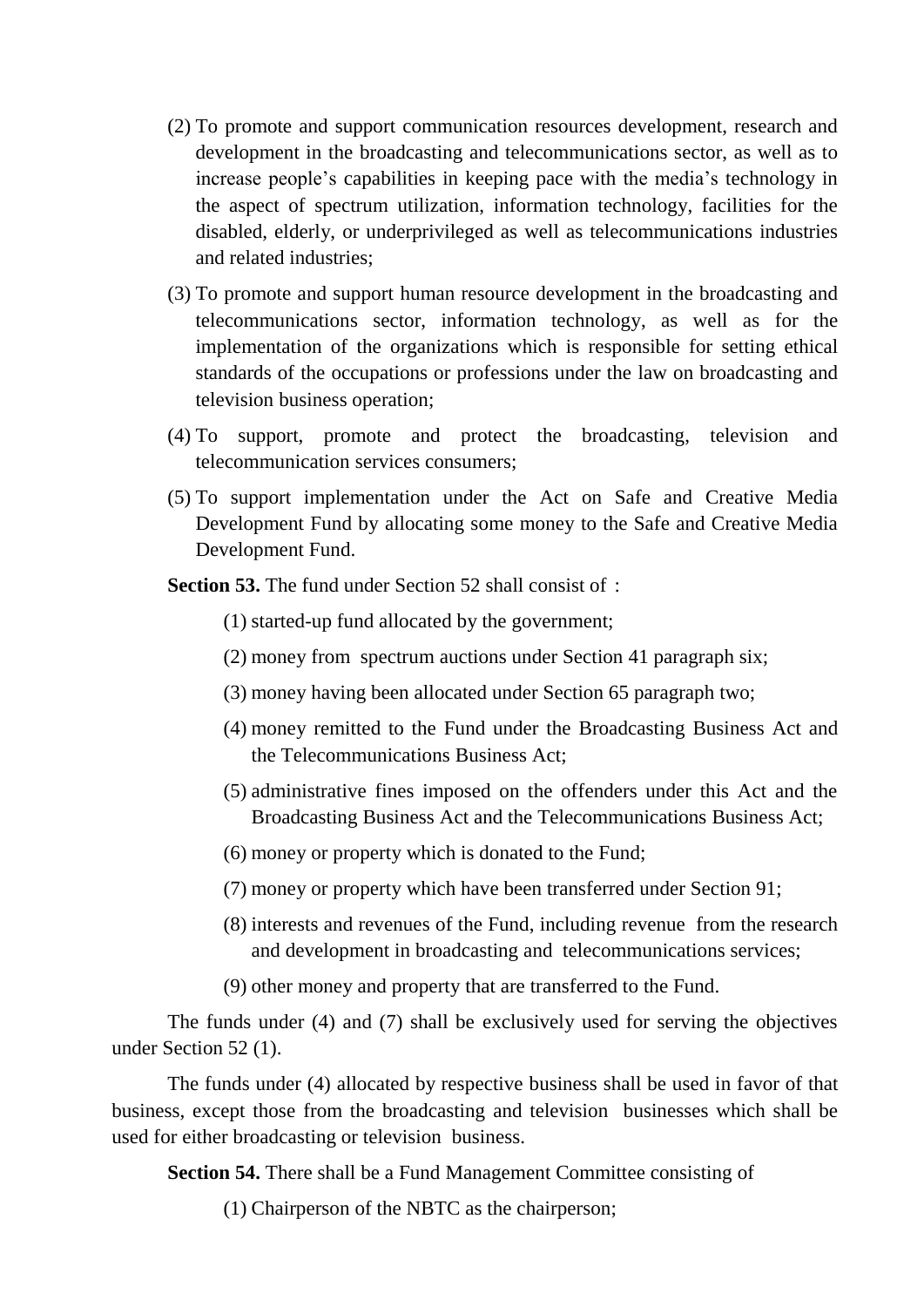(2) To promote and support communication resources development, research and development in the broadcasting and telecommunications sector, as well as to increase people's capabilities in keeping pace with the media's technology in the aspect of spectrum utilization, information technology, facilities for the disabled, elderly, or underprivileged as well as telecommunications industries and related industries;

(3) To promote and support human resource development in the broadcasting and telecommunications sector, information technology, as well as for the implementation of the organizations which is responsible for setting ethical standards of the occupations or professions under the law on broadcasting and television business operation;

(4) To support, promote and protect the broadcasting, television and telecommunication services consumers;

(5) To support implementation under the Act on Safe and Creative Media Development Fund by allocating some money to the Safe and Creative Media Development Fund.

**Section 53.** The fund under Section 52 shall consist of :

(1) started-up fund allocated by the government;

(2) money from spectrum auctions under Section 41 paragraph six;

(3) money having been allocated under Section 65 paragraph two;

(4) money remitted to the Fund under the Broadcasting Business Act and the Telecommunications Business Act;

(5) administrative fines imposed on the offenders under this Act and the Broadcasting Business Act and the Telecommunications Business Act;

(6) money or property which is donated to the Fund;

(7) money or property which have been transferred under Section 91;

(8) interests and revenues of the Fund, including revenue from the research and development in broadcasting and telecommunications services;

(9) other money and property that are transferred to the Fund.

The funds under (4) and (7) shall be exclusively used for serving the objectives under Section 52 (1).

The funds under (4) allocated by respective business shall be used in favor of that business, except those from the broadcasting and television businesses which shall be used for either broadcasting or television business.

**Section 54.** There shall be a Fund Management Committee consisting of

(1) Chairperson of the NBTC as the chairperson;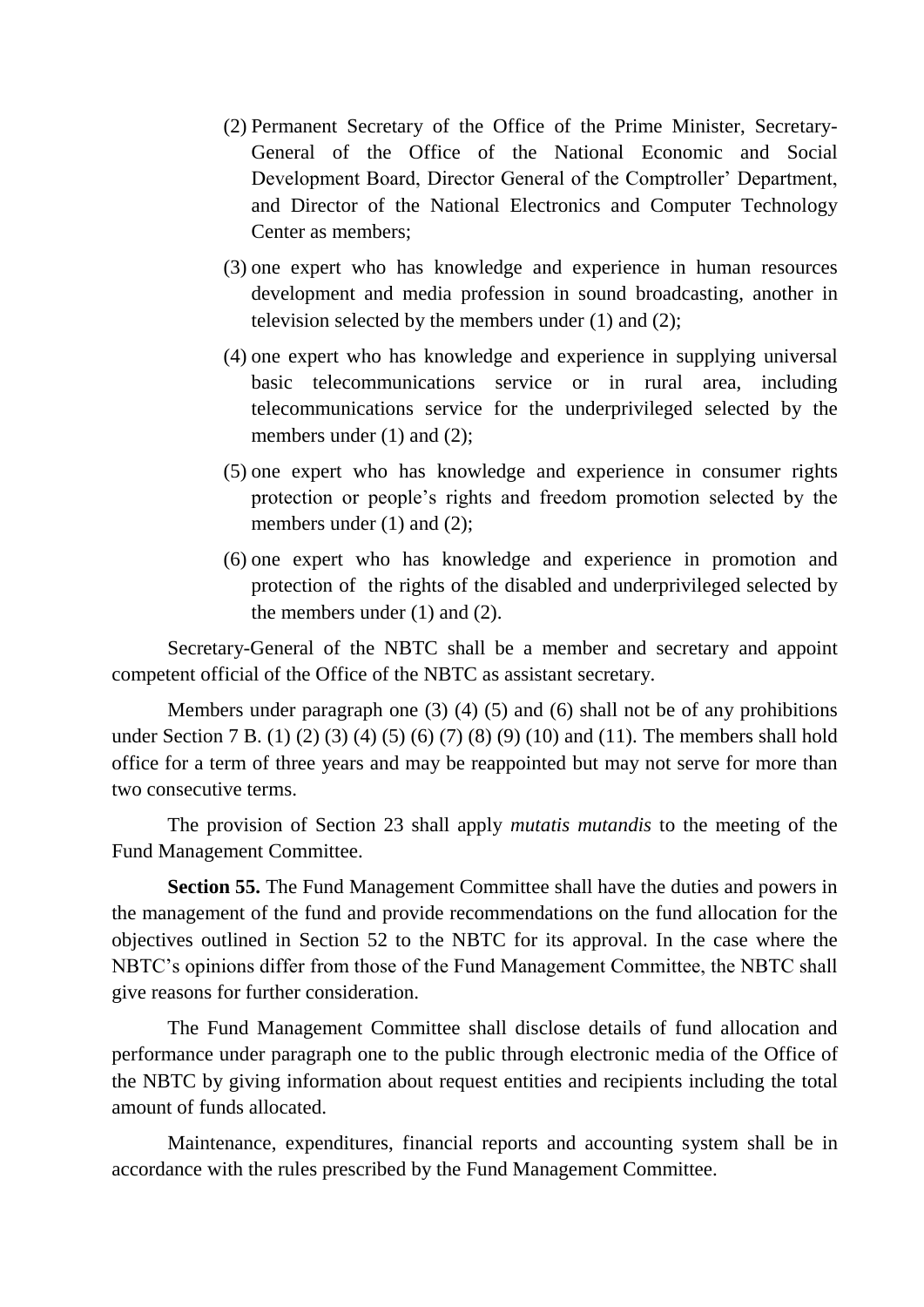(2) Permanent Secretary of the Office of the Prime Minister, Secretary-General of the Office of the National Economic and Social Development Board, Director General of the Comptroller' Department, and Director of the National Electronics and Computer Technology Center as members;

(3) one expert who has knowledge and experience in human resources development and media profession in sound broadcasting, another in television selected by the members under (1) and (2);

(4) one expert who has knowledge and experience in supplying universal basic telecommunications service or in rural area, including telecommunications service for the underprivileged selected by the members under (1) and (2);

(5) one expert who has knowledge and experience in consumer rights protection or people's rights and freedom promotion selected by the members under (1) and (2);

(6) one expert who has knowledge and experience in promotion and protection of the rights of the disabled and underprivileged selected by the members under (1) and (2).

Secretary-General of the NBTC shall be a member and secretary and appoint competent official of the Office of the NBTC as assistant secretary.

Members under paragraph one (3) (4) (5) and (6) shall not be of any prohibitions under Section 7 B. (1) (2) (3) (4) (5) (6) (7) (8) (9) (10) and (11). The members shall hold office for a term of three years and may be reappointed but may not serve for more than two consecutive terms.

The provision of Section 23 shall apply *mutatis mutandis* to the meeting of the Fund Management Committee.

**Section 55.** The Fund Management Committee shall have the duties and powers in the management of the fund and provide recommendations on the fund allocation for the objectives outlined in Section 52 to the NBTC for its approval. In the case where the NBTC's opinions differ from those of the Fund Management Committee, the NBTC shall give reasons for further consideration.

The Fund Management Committee shall disclose details of fund allocation and performance under paragraph one to the public through electronic media of the Office of the NBTC by giving information about request entities and recipients including the total amount of funds allocated.

Maintenance, expenditures, financial reports and accounting system shall be in accordance with the rules prescribed by the Fund Management Committee.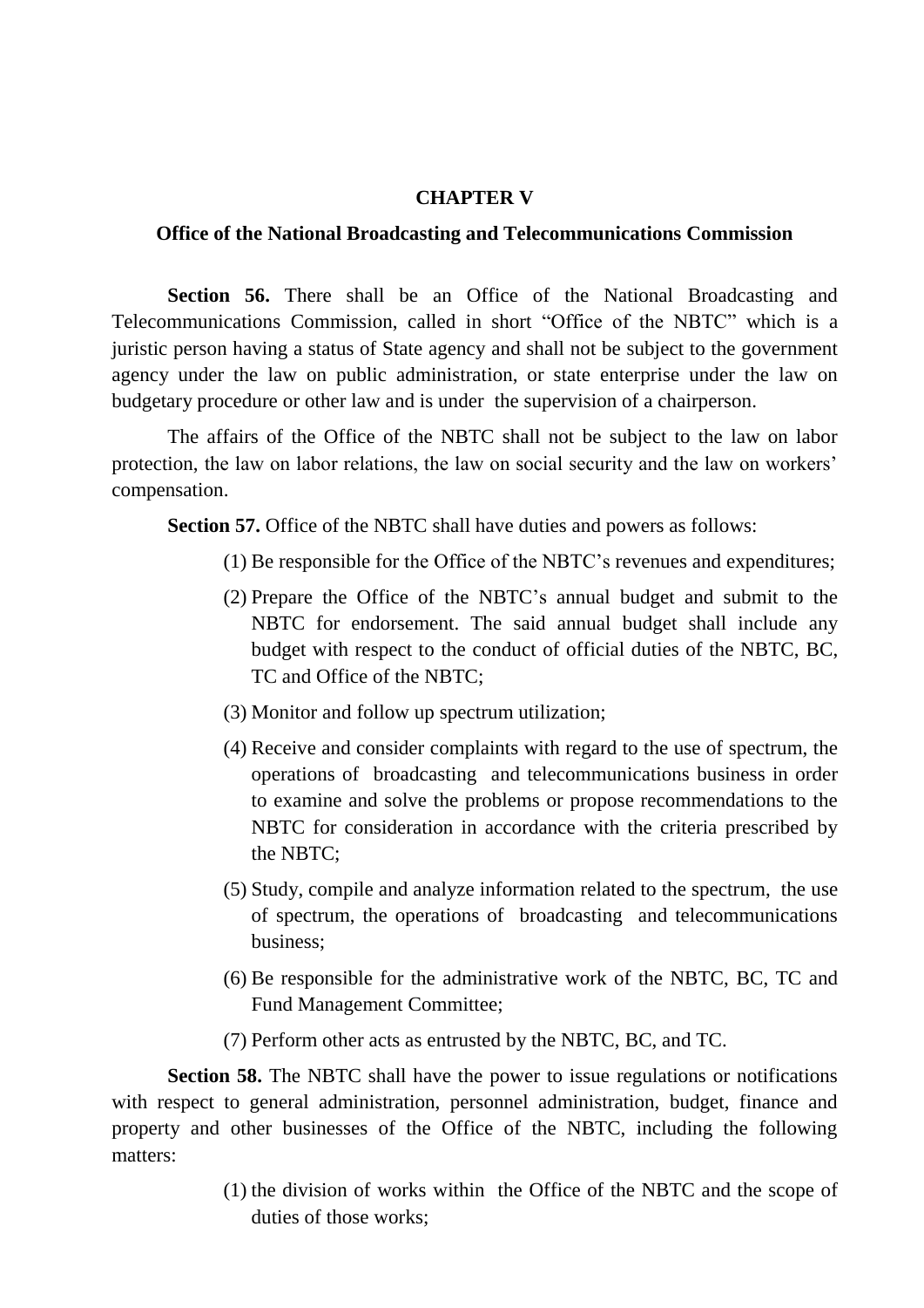## CHAPTER V

### Office of the National Broadcasting and Telecommunications Commission

**Section 56.** There shall be an Office of the National Broadcasting and Telecommunications Commission, called in short "Office of the NBTC" which is a juristic person having a status of State agency and shall not be subject to the government agency under the law on public administration, or state enterprise under the law on budgetary procedure or other law and is under the supervision of a chairperson.

The affairs of the Office of the NBTC shall not be subject to the law on labor protection, the law on labor relations, the law on social security and the law on workers' compensation.

**Section 57.** Office of the NBTC shall have duties and powers as follows:

(1) Be responsible for the Office of the NBTC's revenues and expenditures;

(2) Prepare the Office of the NBTC's annual budget and submit to the NBTC for endorsement. The said annual budget shall include any budget with respect to the conduct of official duties of the NBTC, BC, TC and Office of the NBTC;

(3) Monitor and follow up spectrum utilization;

(4) Receive and consider complaints with regard to the use of spectrum, the operations of broadcasting and telecommunications business in order to examine and solve the problems or propose recommendations to the NBTC for consideration in accordance with the criteria prescribed by the NBTC;

(5) Study, compile and analyze information related to the spectrum, the use of spectrum, the operations of broadcasting and telecommunications business;

(6) Be responsible for the administrative work of the NBTC, BC, TC and Fund Management Committee;

(7) Perform other acts as entrusted by the NBTC, BC, and TC.

**Section 58.** The NBTC shall have the power to issue regulations or notifications with respect to general administration, personnel administration, budget, finance and property and other businesses of the Office of the NBTC, including the following matters:

(1) the division of works within the Office of the NBTC and the scope of duties of those works;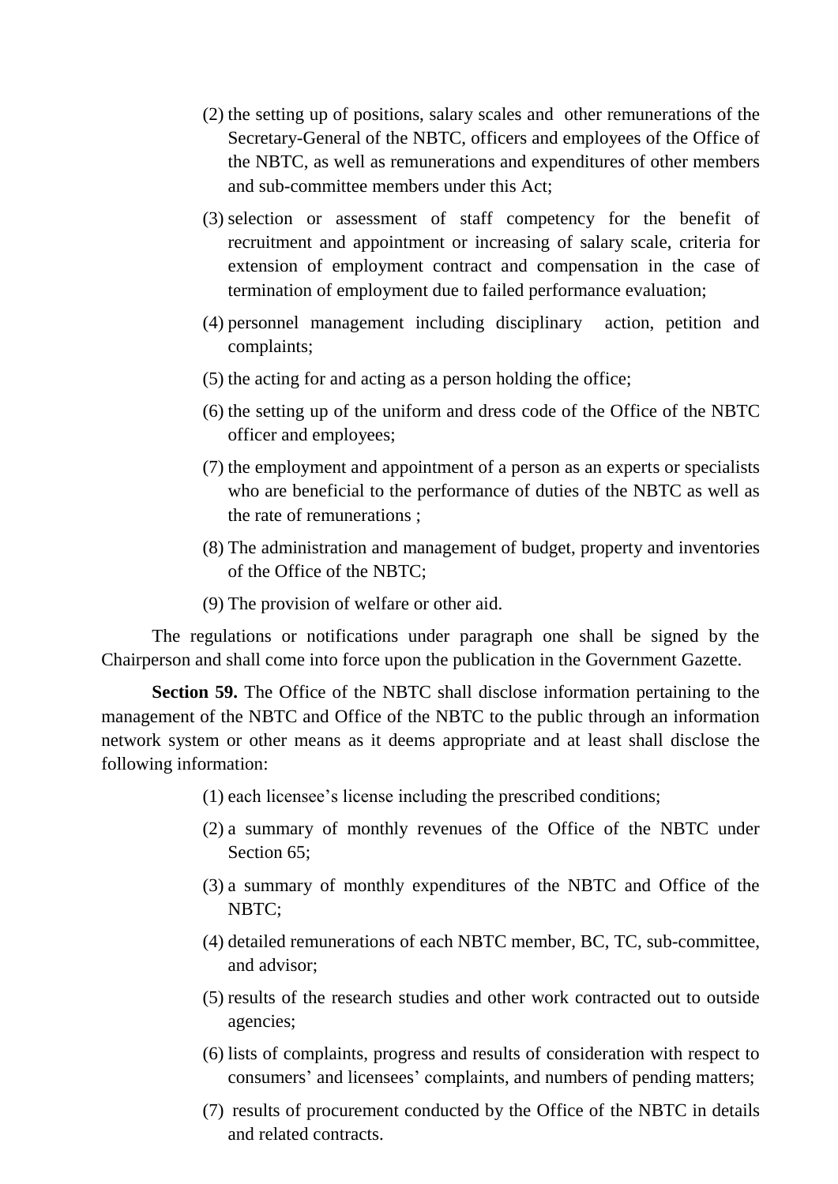(2) the setting up of positions, salary scales and other remunerations of the Secretary-General of the NBTC, officers and employees of the Office of the NBTC, as well as remunerations and expenditures of other members and sub-committee members under this Act;

(3) selection or assessment of staff competency for the benefit of recruitment and appointment or increasing of salary scale, criteria for extension of employment contract and compensation in the case of termination of employment due to failed performance evaluation;

(4) personnel management including disciplinary action, petition and complaints;

(5) the acting for and acting as a person holding the office;

(6) the setting up of the uniform and dress code of the Office of the NBTC officer and employees;

(7) the employment and appointment of a person as an experts or specialists who are beneficial to the performance of duties of the NBTC as well as the rate of remunerations ;

(8) The administration and management of budget, property and inventories of the Office of the NBTC;

(9) The provision of welfare or other aid.

The regulations or notifications under paragraph one shall be signed by the Chairperson and shall come into force upon the publication in the Government Gazette.

**Section 59.** The Office of the NBTC shall disclose information pertaining to the management of the NBTC and Office of the NBTC to the public through an information network system or other means as it deems appropriate and at least shall disclose the following information:

(1) each licensee's license including the prescribed conditions;

(2) a summary of monthly revenues of the Office of the NBTC under Section 65;

(3) a summary of monthly expenditures of the NBTC and Office of the NBTC;

(4) detailed remunerations of each NBTC member, BC, TC, sub-committee, and advisor;

(5) results of the research studies and other work contracted out to outside agencies;

(6) lists of complaints, progress and results of consideration with respect to consumers' and licensees' complaints, and numbers of pending matters;

(7) results of procurement conducted by the Office of the NBTC in details and related contracts.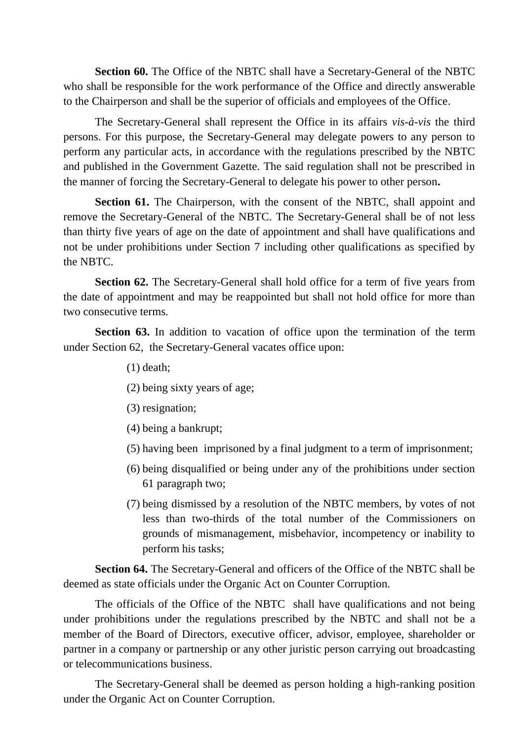**Section 60.** The Office of the NBTC shall have a Secretary-General of the NBTC who shall be responsible for the work performance of the Office and directly answerable to the Chairperson and shall be the superior of officials and employees of the Office.

The Secretary-General shall represent the Office in its affairs *vis-à-vis* the third persons. For this purpose, the Secretary-General may delegate powers to any person to perform any particular acts, in accordance with the regulations prescribed by the NBTC and published in the Government Gazette. The said regulation shall not be prescribed in the manner of forcing the Secretary-General to delegate his power to other person**.**

**Section 61.** The Chairperson, with the consent of the NBTC, shall appoint and remove the Secretary-General of the NBTC. The Secretary-General shall be of not less than thirty five years of age on the date of appointment and shall have qualifications and not be under prohibitions under Section 7 including other qualifications as specified by the NBTC.

**Section 62.** The Secretary-General shall hold office for a term of five years from the date of appointment and may be reappointed but shall not hold office for more than two consecutive terms.

**Section 63.** In addition to vacation of office upon the termination of the term under Section 62, the Secretary-General vacates office upon:

(1) death;

(2) being sixty years of age;

(3) resignation;

(4) being a bankrupt;

(5) having been imprisoned by a final judgment to a term of imprisonment;

(6) being disqualified or being under any of the prohibitions under section 61 paragraph two;

(7) being dismissed by a resolution of the NBTC members, by votes of not less than two-thirds of the total number of the Commissioners on grounds of mismanagement, misbehavior, incompetency or inability to perform his tasks;

**Section 64.** The Secretary-General and officers of the Office of the NBTC shall be deemed as state officials under the Organic Act on Counter Corruption.

The officials of the Office of the NBTC shall have qualifications and not being under prohibitions under the regulations prescribed by the NBTC and shall not be a member of the Board of Directors, executive officer, advisor, employee, shareholder or partner in a company or partnership or any other juristic person carrying out broadcasting or telecommunications business.

The Secretary-General shall be deemed as person holding a high-ranking position under the Organic Act on Counter Corruption.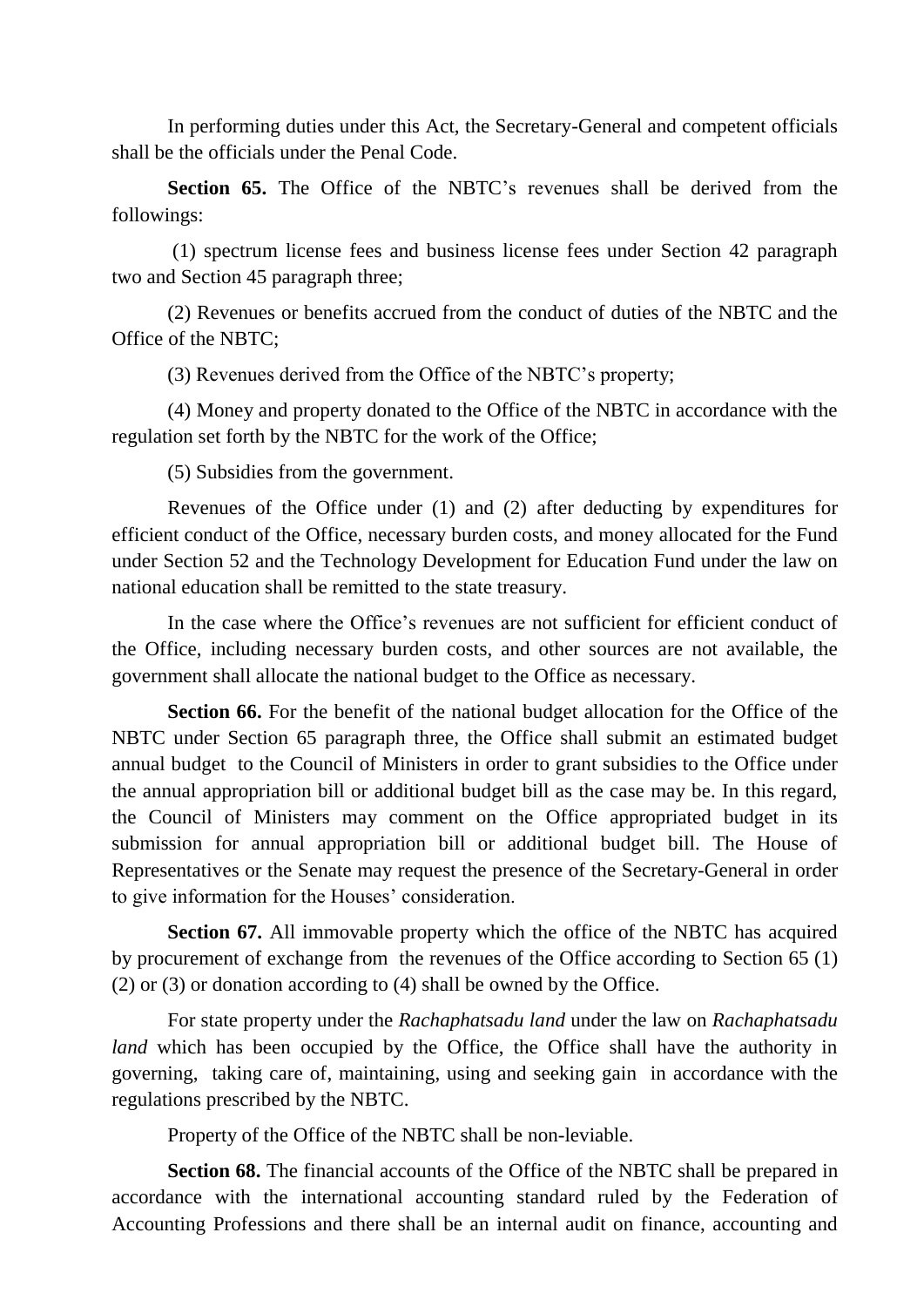In performing duties under this Act, the Secretary-General and competent officials shall be the officials under the Penal Code.

**Section 65.** The Office of the NBTC's revenues shall be derived from the followings:

(1) spectrum license fees and business license fees under Section 42 paragraph two and Section 45 paragraph three;

(2) Revenues or benefits accrued from the conduct of duties of the NBTC and the Office of the NBTC;

(3) Revenues derived from the Office of the NBTC's property;

(4) Money and property donated to the Office of the NBTC in accordance with the regulation set forth by the NBTC for the work of the Office;

(5) Subsidies from the government.

Revenues of the Office under (1) and (2) after deducting by expenditures for efficient conduct of the Office, necessary burden costs, and money allocated for the Fund under Section 52 and the Technology Development for Education Fund under the law on national education shall be remitted to the state treasury.

In the case where the Office's revenues are not sufficient for efficient conduct of the Office, including necessary burden costs, and other sources are not available, the government shall allocate the national budget to the Office as necessary.

**Section 66.** For the benefit of the national budget allocation for the Office of the NBTC under Section 65 paragraph three, the Office shall submit an estimated budget annual budget to the Council of Ministers in order to grant subsidies to the Office under the annual appropriation bill or additional budget bill as the case may be. In this regard, the Council of Ministers may comment on the Office appropriated budget in its submission for annual appropriation bill or additional budget bill. The House of Representatives or the Senate may request the presence of the Secretary-General in order to give information for the Houses' consideration.

**Section 67.** All immovable property which the office of the NBTC has acquired by procurement of exchange from the revenues of the Office according to Section 65 (1) (2) or (3) or donation according to (4) shall be owned by the Office.

For state property under the *Rachaphatsadu land* under the law on *Rachaphatsadu land* which has been occupied by the Office, the Office shall have the authority in governing, taking care of, maintaining, using and seeking gain in accordance with the regulations prescribed by the NBTC.

Property of the Office of the NBTC shall be non-leviable.

**Section 68.** The financial accounts of the Office of the NBTC shall be prepared in accordance with the international accounting standard ruled by the Federation of Accounting Professions and there shall be an internal audit on finance, accounting and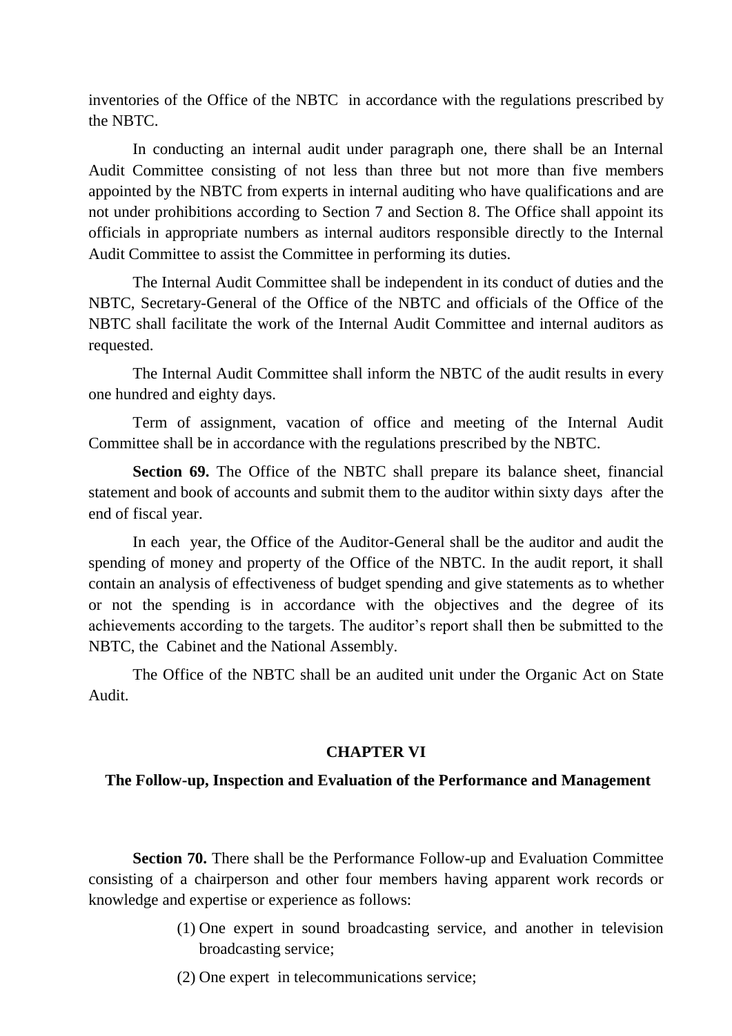inventories of the Office of the NBTC in accordance with the regulations prescribed by the NBTC.

In conducting an internal audit under paragraph one, there shall be an Internal Audit Committee consisting of not less than three but not more than five members appointed by the NBTC from experts in internal auditing who have qualifications and are not under prohibitions according to Section 7 and Section 8. The Office shall appoint its officials in appropriate numbers as internal auditors responsible directly to the Internal Audit Committee to assist the Committee in performing its duties.

The Internal Audit Committee shall be independent in its conduct of duties and the NBTC, Secretary-General of the Office of the NBTC and officials of the Office of the NBTC shall facilitate the work of the Internal Audit Committee and internal auditors as requested.

The Internal Audit Committee shall inform the NBTC of the audit results in every one hundred and eighty days.

Term of assignment, vacation of office and meeting of the Internal Audit Committee shall be in accordance with the regulations prescribed by the NBTC.

**Section 69.** The Office of the NBTC shall prepare its balance sheet, financial statement and book of accounts and submit them to the auditor within sixty days after the end of fiscal year.

In each year, the Office of the Auditor-General shall be the auditor and audit the spending of money and property of the Office of the NBTC. In the audit report, it shall contain an analysis of effectiveness of budget spending and give statements as to whether or not the spending is in accordance with the objectives and the degree of its achievements according to the targets. The auditor's report shall then be submitted to the NBTC, the Cabinet and the National Assembly.

The Office of the NBTC shall be an audited unit under the Organic Act on State Audit.

## CHAPTER VI

### The Follow-up, Inspection and Evaluation of the Performance and Management

**Section 70.** There shall be the Performance Follow-up and Evaluation Committee consisting of a chairperson and other four members having apparent work records or knowledge and expertise or experience as follows:

(1) One expert in sound broadcasting service, and another in television broadcasting service;

(2) One expert in telecommunications service;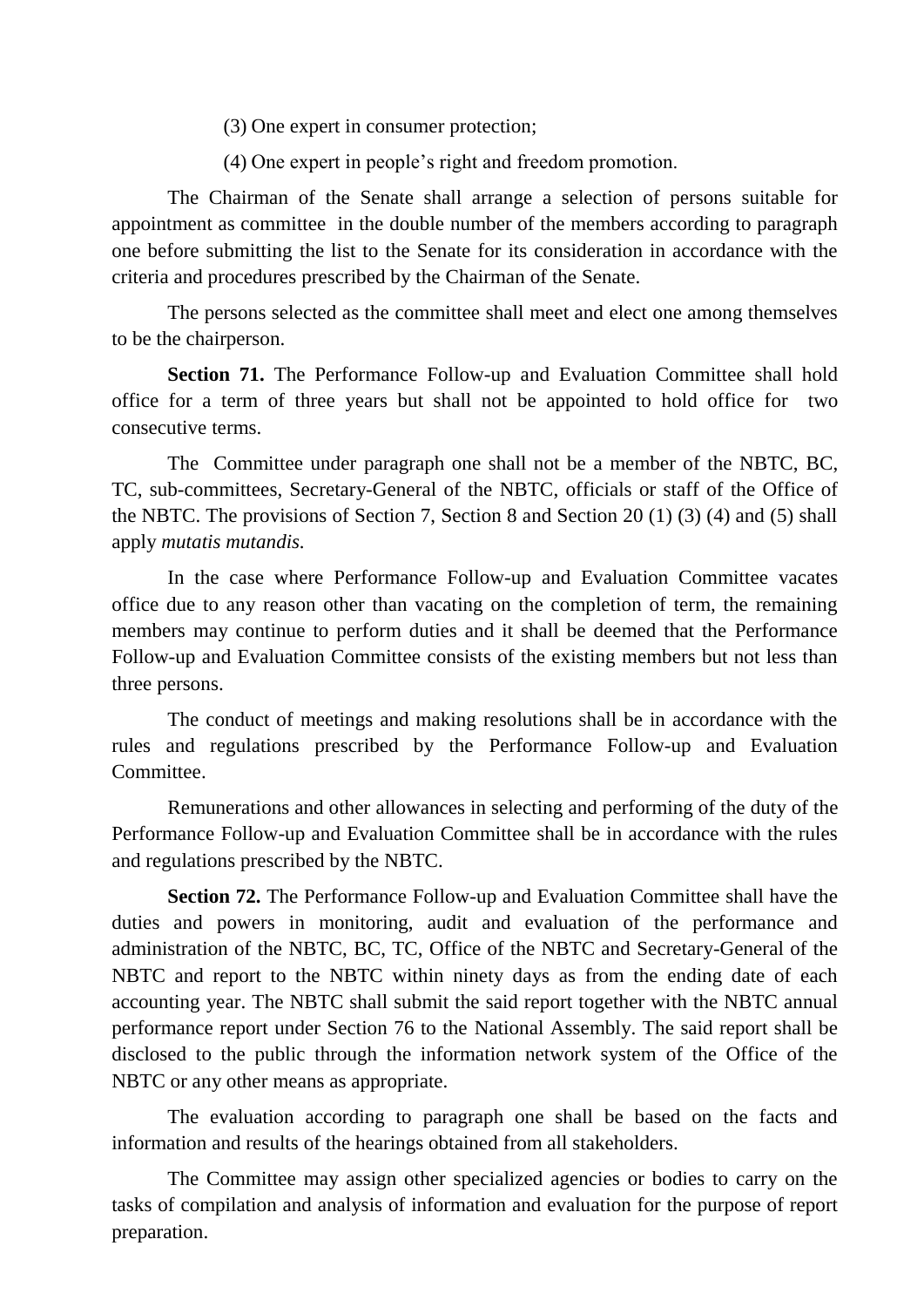(3) One expert in consumer protection;

(4) One expert in people's right and freedom promotion.

The Chairman of the Senate shall arrange a selection of persons suitable for appointment as committee in the double number of the members according to paragraph one before submitting the list to the Senate for its consideration in accordance with the criteria and procedures prescribed by the Chairman of the Senate.

The persons selected as the committee shall meet and elect one among themselves to be the chairperson.

**Section 71.** The Performance Follow-up and Evaluation Committee shall hold office for a term of three years but shall not be appointed to hold office for two consecutive terms.

The Committee under paragraph one shall not be a member of the NBTC, BC, TC, sub-committees, Secretary-General of the NBTC, officials or staff of the Office of the NBTC. The provisions of Section 7, Section 8 and Section 20 (1) (3) (4) and (5) shall apply *mutatis mutandis.*

In the case where Performance Follow-up and Evaluation Committee vacates office due to any reason other than vacating on the completion of term, the remaining members may continue to perform duties and it shall be deemed that the Performance Follow-up and Evaluation Committee consists of the existing members but not less than three persons.

The conduct of meetings and making resolutions shall be in accordance with the rules and regulations prescribed by the Performance Follow-up and Evaluation Committee.

Remunerations and other allowances in selecting and performing of the duty of the Performance Follow-up and Evaluation Committee shall be in accordance with the rules and regulations prescribed by the NBTC.

**Section 72.** The Performance Follow-up and Evaluation Committee shall have the duties and powers in monitoring, audit and evaluation of the performance and administration of the NBTC, BC, TC, Office of the NBTC and Secretary-General of the NBTC and report to the NBTC within ninety days as from the ending date of each accounting year. The NBTC shall submit the said report together with the NBTC annual performance report under Section 76 to the National Assembly. The said report shall be disclosed to the public through the information network system of the Office of the NBTC or any other means as appropriate.

The evaluation according to paragraph one shall be based on the facts and information and results of the hearings obtained from all stakeholders.

The Committee may assign other specialized agencies or bodies to carry on the tasks of compilation and analysis of information and evaluation for the purpose of report preparation.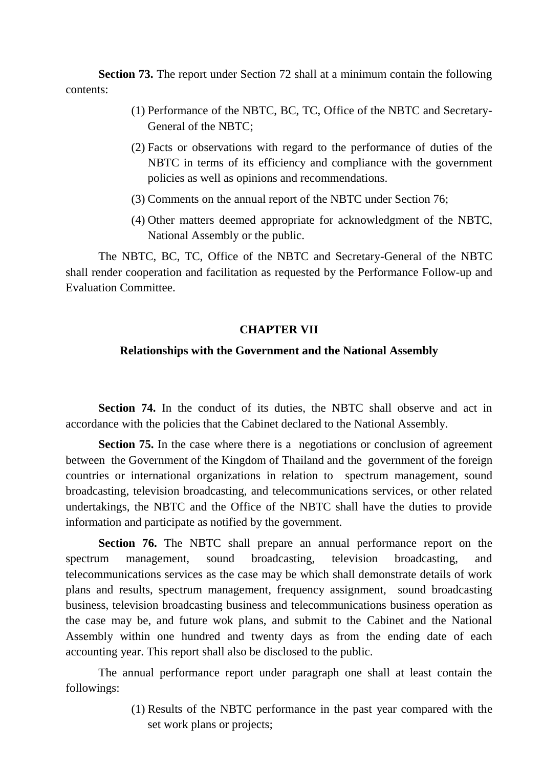**Section 73.** The report under Section 72 shall at a minimum contain the following contents:

(1) Performance of the NBTC, BC, TC, Office of the NBTC and Secretary-General of the NBTC;

(2) Facts or observations with regard to the performance of duties of the NBTC in terms of its efficiency and compliance with the government policies as well as opinions and recommendations.

(3) Comments on the annual report of the NBTC under Section 76;

(4) Other matters deemed appropriate for acknowledgment of the NBTC, National Assembly or the public.

The NBTC, BC, TC, Office of the NBTC and Secretary-General of the NBTC shall render cooperation and facilitation as requested by the Performance Follow-up and Evaluation Committee.

## CHAPTER VII

### Relationships with the Government and the National Assembly

**Section 74.** In the conduct of its duties, the NBTC shall observe and act in accordance with the policies that the Cabinet declared to the National Assembly.

**Section 75.** In the case where there is a negotiations or conclusion of agreement between the Government of the Kingdom of Thailand and the government of the foreign countries or international organizations in relation to spectrum management, sound broadcasting, television broadcasting, and telecommunications services, or other related undertakings, the NBTC and the Office of the NBTC shall have the duties to provide information and participate as notified by the government.

**Section 76.** The NBTC shall prepare an annual performance report on the spectrum management, sound broadcasting, television broadcasting, and telecommunications services as the case may be which shall demonstrate details of work plans and results, spectrum management, frequency assignment, sound broadcasting business, television broadcasting business and telecommunications business operation as the case may be, and future wok plans, and submit to the Cabinet and the National Assembly within one hundred and twenty days as from the ending date of each accounting year. This report shall also be disclosed to the public.

The annual performance report under paragraph one shall at least contain the followings:

(1) Results of the NBTC performance in the past year compared with the set work plans or projects;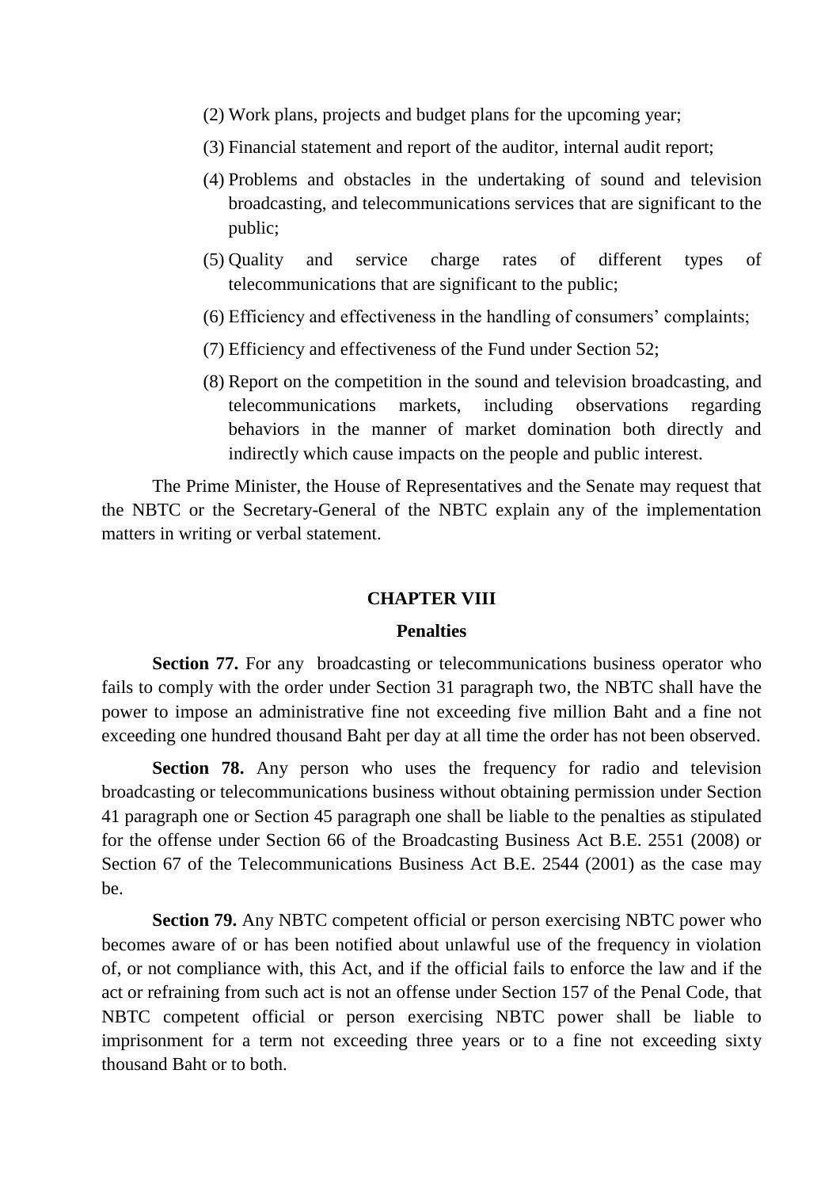(2) Work plans, projects and budget plans for the upcoming year;

(3) Financial statement and report of the auditor, internal audit report;

(4) Problems and obstacles in the undertaking of sound and television broadcasting, and telecommunications services that are significant to the public;

(5) Quality and service charge rates of different types of telecommunications that are significant to the public;

(6) Efficiency and effectiveness in the handling of consumers' complaints;

(7) Efficiency and effectiveness of the Fund under Section 52;

(8) Report on the competition in the sound and television broadcasting, and telecommunications markets, including observations regarding behaviors in the manner of market domination both directly and indirectly which cause impacts on the people and public interest.

The Prime Minister, the House of Representatives and the Senate may request that the NBTC or the Secretary-General of the NBTC explain any of the implementation matters in writing or verbal statement.

## CHAPTER VIII

### Penalties

**Section 77.** For any broadcasting or telecommunications business operator who fails to comply with the order under Section 31 paragraph two, the NBTC shall have the power to impose an administrative fine not exceeding five million Baht and a fine not exceeding one hundred thousand Baht per day at all time the order has not been observed.

**Section 78.** Any person who uses the frequency for radio and television broadcasting or telecommunications business without obtaining permission under Section 41 paragraph one or Section 45 paragraph one shall be liable to the penalties as stipulated for the offense under Section 66 of the Broadcasting Business Act B.E. 2551 (2008) or Section 67 of the Telecommunications Business Act B.E. 2544 (2001) as the case may be.

**Section 79.** Any NBTC competent official or person exercising NBTC power who becomes aware of or has been notified about unlawful use of the frequency in violation of, or not compliance with, this Act, and if the official fails to enforce the law and if the act or refraining from such act is not an offense under Section 157 of the Penal Code, that NBTC competent official or person exercising NBTC power shall be liable to imprisonment for a term not exceeding three years or to a fine not exceeding sixty thousand Baht or to both.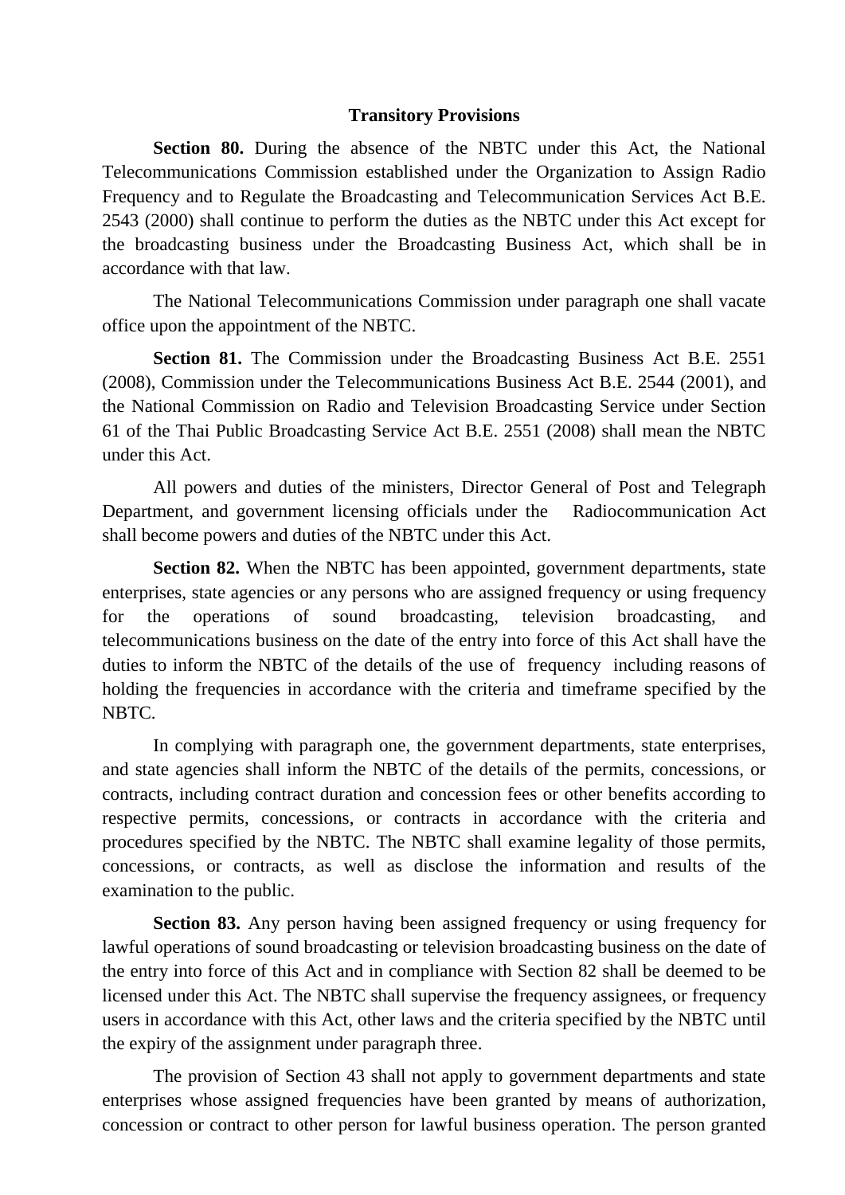## Transitory Provisions

**Section 80.** During the absence of the NBTC under this Act, the National Telecommunications Commission established under the Organization to Assign Radio Frequency and to Regulate the Broadcasting and Telecommunication Services Act B.E. 2543 (2000) shall continue to perform the duties as the NBTC under this Act except for the broadcasting business under the Broadcasting Business Act, which shall be in accordance with that law.

The National Telecommunications Commission under paragraph one shall vacate office upon the appointment of the NBTC.

**Section 81.** The Commission under the Broadcasting Business Act B.E. 2551 (2008), Commission under the Telecommunications Business Act B.E. 2544 (2001), and the National Commission on Radio and Television Broadcasting Service under Section 61 of the Thai Public Broadcasting Service Act B.E. 2551 (2008) shall mean the NBTC under this Act.

All powers and duties of the ministers, Director General of Post and Telegraph Department, and government licensing officials under the Radiocommunication Act shall become powers and duties of the NBTC under this Act.

**Section 82.** When the NBTC has been appointed, government departments, state enterprises, state agencies or any persons who are assigned frequency or using frequency for the operations of sound broadcasting, television broadcasting, and telecommunications business on the date of the entry into force of this Act shall have the duties to inform the NBTC of the details of the use of frequency including reasons of holding the frequencies in accordance with the criteria and timeframe specified by the NBTC.

In complying with paragraph one, the government departments, state enterprises, and state agencies shall inform the NBTC of the details of the permits, concessions, or contracts, including contract duration and concession fees or other benefits according to respective permits, concessions, or contracts in accordance with the criteria and procedures specified by the NBTC. The NBTC shall examine legality of those permits, concessions, or contracts, as well as disclose the information and results of the examination to the public.

**Section 83.** Any person having been assigned frequency or using frequency for lawful operations of sound broadcasting or television broadcasting business on the date of the entry into force of this Act and in compliance with Section 82 shall be deemed to be licensed under this Act. The NBTC shall supervise the frequency assignees, or frequency users in accordance with this Act, other laws and the criteria specified by the NBTC until the expiry of the assignment under paragraph three.

The provision of Section 43 shall not apply to government departments and state enterprises whose assigned frequencies have been granted by means of authorization, concession or contract to other person for lawful business operation. The person granted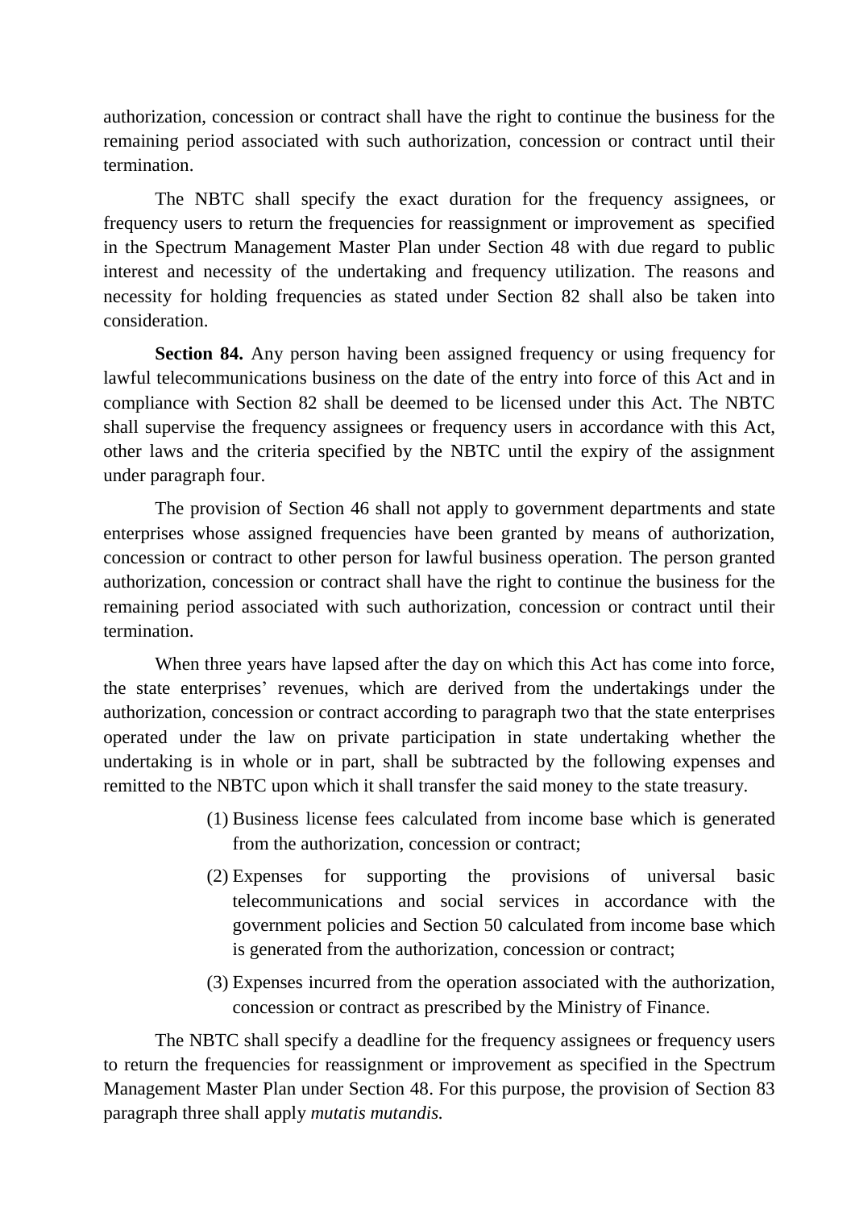authorization, concession or contract shall have the right to continue the business for the remaining period associated with such authorization, concession or contract until their termination.

The NBTC shall specify the exact duration for the frequency assignees, or frequency users to return the frequencies for reassignment or improvement as specified in the Spectrum Management Master Plan under Section 48 with due regard to public interest and necessity of the undertaking and frequency utilization. The reasons and necessity for holding frequencies as stated under Section 82 shall also be taken into consideration.

**Section 84.** Any person having been assigned frequency or using frequency for lawful telecommunications business on the date of the entry into force of this Act and in compliance with Section 82 shall be deemed to be licensed under this Act. The NBTC shall supervise the frequency assignees or frequency users in accordance with this Act, other laws and the criteria specified by the NBTC until the expiry of the assignment under paragraph four.

The provision of Section 46 shall not apply to government departments and state enterprises whose assigned frequencies have been granted by means of authorization, concession or contract to other person for lawful business operation. The person granted authorization, concession or contract shall have the right to continue the business for the remaining period associated with such authorization, concession or contract until their termination.

When three years have lapsed after the day on which this Act has come into force, the state enterprises' revenues, which are derived from the undertakings under the authorization, concession or contract according to paragraph two that the state enterprises operated under the law on private participation in state undertaking whether the undertaking is in whole or in part, shall be subtracted by the following expenses and remitted to the NBTC upon which it shall transfer the said money to the state treasury.

(1) Business license fees calculated from income base which is generated from the authorization, concession or contract;

(2) Expenses for supporting the provisions of universal basic telecommunications and social services in accordance with the government policies and Section 50 calculated from income base which is generated from the authorization, concession or contract;

(3) Expenses incurred from the operation associated with the authorization, concession or contract as prescribed by the Ministry of Finance.

The NBTC shall specify a deadline for the frequency assignees or frequency users to return the frequencies for reassignment or improvement as specified in the Spectrum Management Master Plan under Section 48. For this purpose, the provision of Section 83 paragraph three shall apply *mutatis mutandis.*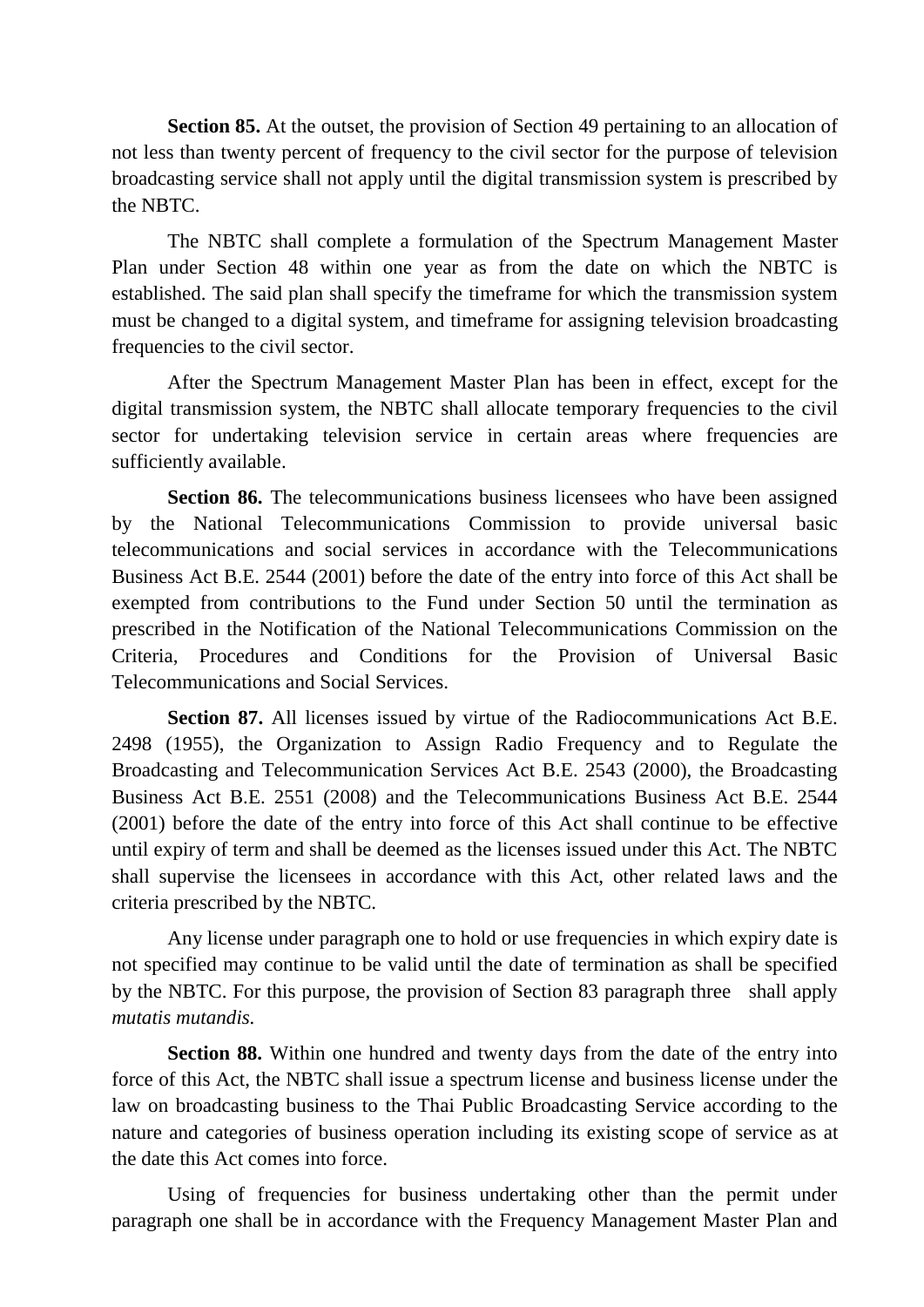**Section 85.** At the outset, the provision of Section 49 pertaining to an allocation of not less than twenty percent of frequency to the civil sector for the purpose of television broadcasting service shall not apply until the digital transmission system is prescribed by the NBTC.

The NBTC shall complete a formulation of the Spectrum Management Master Plan under Section 48 within one year as from the date on which the NBTC is established. The said plan shall specify the timeframe for which the transmission system must be changed to a digital system, and timeframe for assigning television broadcasting frequencies to the civil sector.

After the Spectrum Management Master Plan has been in effect, except for the digital transmission system, the NBTC shall allocate temporary frequencies to the civil sector for undertaking television service in certain areas where frequencies are sufficiently available.

**Section 86.** The telecommunications business licensees who have been assigned by the National Telecommunications Commission to provide universal basic telecommunications and social services in accordance with the Telecommunications Business Act B.E. 2544 (2001) before the date of the entry into force of this Act shall be exempted from contributions to the Fund under Section 50 until the termination as prescribed in the Notification of the National Telecommunications Commission on the Criteria, Procedures and Conditions for the Provision of Universal Basic Telecommunications and Social Services.

**Section 87.** All licenses issued by virtue of the Radiocommunications Act B.E. 2498 (1955), the Organization to Assign Radio Frequency and to Regulate the Broadcasting and Telecommunication Services Act B.E. 2543 (2000), the Broadcasting Business Act B.E. 2551 (2008) and the Telecommunications Business Act B.E. 2544 (2001) before the date of the entry into force of this Act shall continue to be effective until expiry of term and shall be deemed as the licenses issued under this Act. The NBTC shall supervise the licensees in accordance with this Act, other related laws and the criteria prescribed by the NBTC.

Any license under paragraph one to hold or use frequencies in which expiry date is not specified may continue to be valid until the date of termination as shall be specified by the NBTC. For this purpose, the provision of Section 83 paragraph three shall apply *mutatis mutandis.*

**Section 88.** Within one hundred and twenty days from the date of the entry into force of this Act, the NBTC shall issue a spectrum license and business license under the law on broadcasting business to the Thai Public Broadcasting Service according to the nature and categories of business operation including its existing scope of service as at the date this Act comes into force.

Using of frequencies for business undertaking other than the permit under paragraph one shall be in accordance with the Frequency Management Master Plan and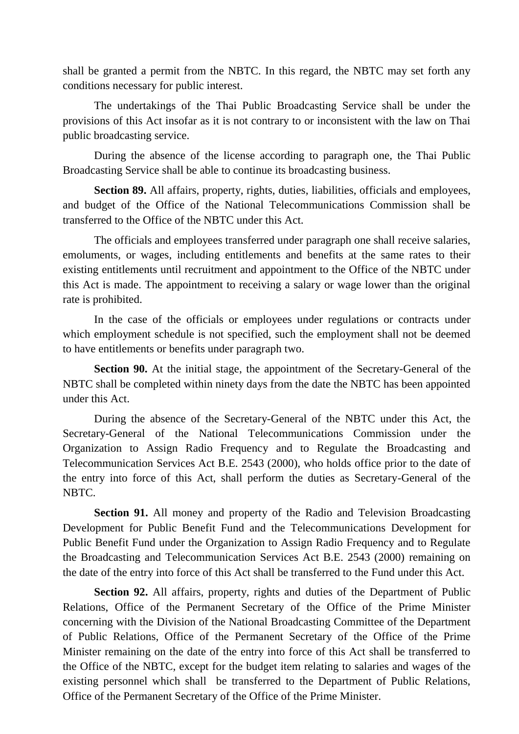shall be granted a permit from the NBTC. In this regard, the NBTC may set forth any conditions necessary for public interest.

The undertakings of the Thai Public Broadcasting Service shall be under the provisions of this Act insofar as it is not contrary to or inconsistent with the law on Thai public broadcasting service.

During the absence of the license according to paragraph one, the Thai Public Broadcasting Service shall be able to continue its broadcasting business.

**Section 89.** All affairs, property, rights, duties, liabilities, officials and employees, and budget of the Office of the National Telecommunications Commission shall be transferred to the Office of the NBTC under this Act.

The officials and employees transferred under paragraph one shall receive salaries, emoluments, or wages, including entitlements and benefits at the same rates to their existing entitlements until recruitment and appointment to the Office of the NBTC under this Act is made. The appointment to receiving a salary or wage lower than the original rate is prohibited.

In the case of the officials or employees under regulations or contracts under which employment schedule is not specified, such the employment shall not be deemed to have entitlements or benefits under paragraph two.

**Section 90.** At the initial stage, the appointment of the Secretary-General of the NBTC shall be completed within ninety days from the date the NBTC has been appointed under this Act.

During the absence of the Secretary-General of the NBTC under this Act, the Secretary-General of the National Telecommunications Commission under the Organization to Assign Radio Frequency and to Regulate the Broadcasting and Telecommunication Services Act B.E. 2543 (2000), who holds office prior to the date of the entry into force of this Act, shall perform the duties as Secretary-General of the NBTC.

**Section 91.** All money and property of the Radio and Television Broadcasting Development for Public Benefit Fund and the Telecommunications Development for Public Benefit Fund under the Organization to Assign Radio Frequency and to Regulate the Broadcasting and Telecommunication Services Act B.E. 2543 (2000) remaining on the date of the entry into force of this Act shall be transferred to the Fund under this Act.

**Section 92.** All affairs, property, rights and duties of the Department of Public Relations, Office of the Permanent Secretary of the Office of the Prime Minister concerning with the Division of the National Broadcasting Committee of the Department of Public Relations, Office of the Permanent Secretary of the Office of the Prime Minister remaining on the date of the entry into force of this Act shall be transferred to the Office of the NBTC, except for the budget item relating to salaries and wages of the existing personnel which shall be transferred to the Department of Public Relations, Office of the Permanent Secretary of the Office of the Prime Minister.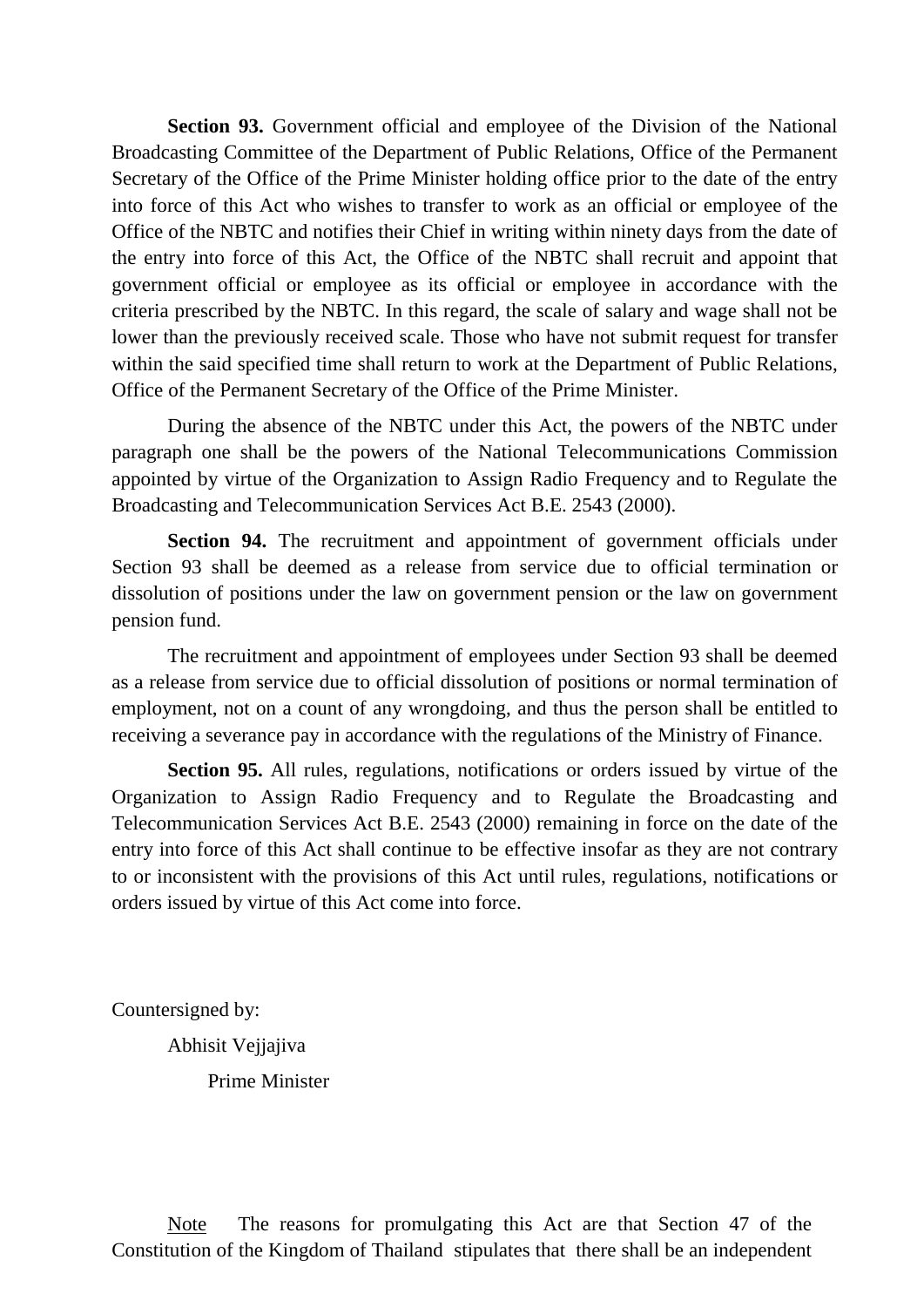**Section 93.** Government official and employee of the Division of the National Broadcasting Committee of the Department of Public Relations, Office of the Permanent Secretary of the Office of the Prime Minister holding office prior to the date of the entry into force of this Act who wishes to transfer to work as an official or employee of the Office of the NBTC and notifies their Chief in writing within ninety days from the date of the entry into force of this Act, the Office of the NBTC shall recruit and appoint that government official or employee as its official or employee in accordance with the criteria prescribed by the NBTC. In this regard, the scale of salary and wage shall not be lower than the previously received scale. Those who have not submit request for transfer within the said specified time shall return to work at the Department of Public Relations, Office of the Permanent Secretary of the Office of the Prime Minister.

During the absence of the NBTC under this Act, the powers of the NBTC under paragraph one shall be the powers of the National Telecommunications Commission appointed by virtue of the Organization to Assign Radio Frequency and to Regulate the Broadcasting and Telecommunication Services Act B.E. 2543 (2000).

**Section 94.** The recruitment and appointment of government officials under Section 93 shall be deemed as a release from service due to official termination or dissolution of positions under the law on government pension or the law on government pension fund.

The recruitment and appointment of employees under Section 93 shall be deemed as a release from service due to official dissolution of positions or normal termination of employment, not on a count of any wrongdoing, and thus the person shall be entitled to receiving a severance pay in accordance with the regulations of the Ministry of Finance.

**Section 95.** All rules, regulations, notifications or orders issued by virtue of the Organization to Assign Radio Frequency and to Regulate the Broadcasting and Telecommunication Services Act B.E. 2543 (2000) remaining in force on the date of the entry into force of this Act shall continue to be effective insofar as they are not contrary to or inconsistent with the provisions of this Act until rules, regulations, notifications or orders issued by virtue of this Act come into force.

Countersigned by:

Abhisit Vejjajiva

Prime Minister

Note The reasons for promulgating this Act are that Section 47 of the Constitution of the Kingdom of Thailand stipulates that there shall be an independent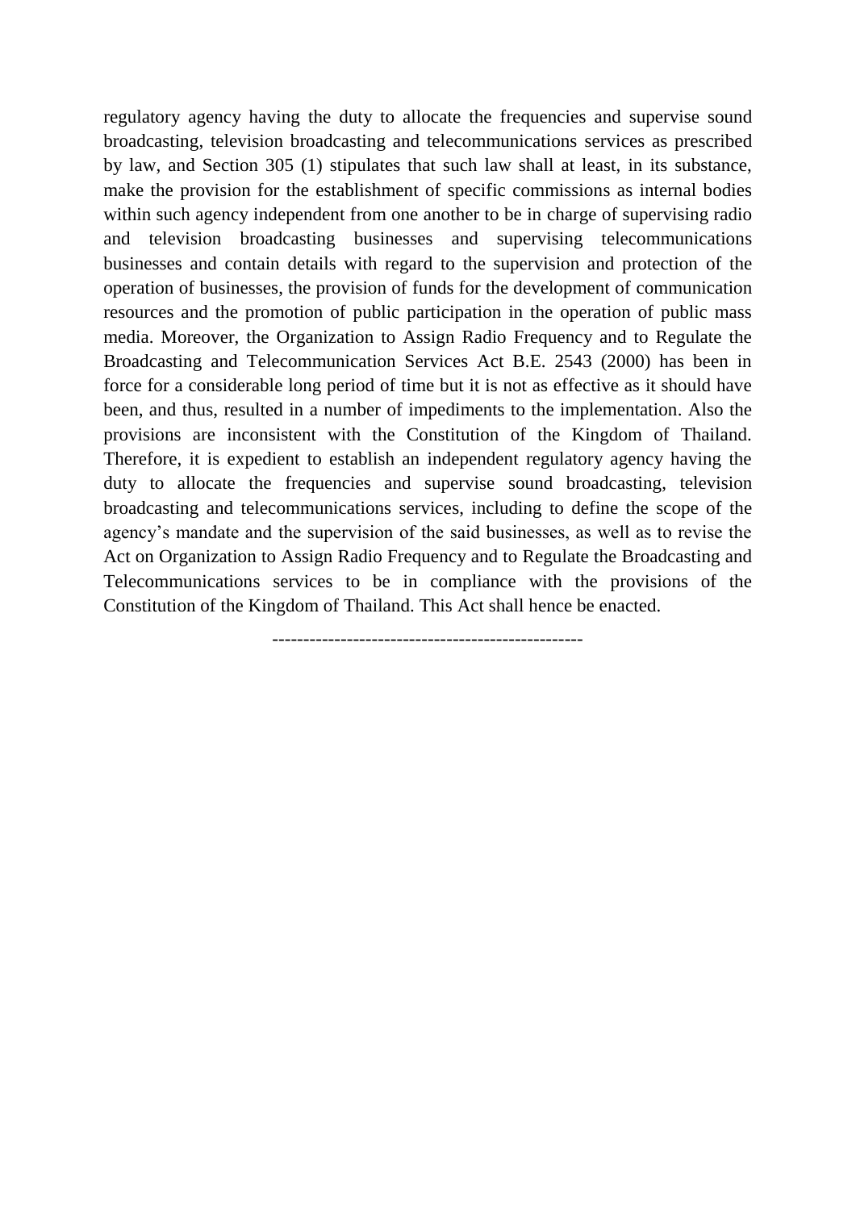regulatory agency having the duty to allocate the frequencies and supervise sound broadcasting, television broadcasting and telecommunications services as prescribed by law, and Section 305 (1) stipulates that such law shall at least, in its substance, make the provision for the establishment of specific commissions as internal bodies within such agency independent from one another to be in charge of supervising radio and television broadcasting businesses and supervising telecommunications businesses and contain details with regard to the supervision and protection of the operation of businesses, the provision of funds for the development of communication resources and the promotion of public participation in the operation of public mass media. Moreover, the Organization to Assign Radio Frequency and to Regulate the Broadcasting and Telecommunication Services Act B.E. 2543 (2000) has been in force for a considerable long period of time but it is not as effective as it should have been, and thus, resulted in a number of impediments to the implementation. Also the provisions are inconsistent with the Constitution of the Kingdom of Thailand. Therefore, it is expedient to establish an independent regulatory agency having the duty to allocate the frequencies and supervise sound broadcasting, television broadcasting and telecommunications services, including to define the scope of the agency's mandate and the supervision of the said businesses, as well as to revise the Act on Organization to Assign Radio Frequency and to Regulate the Broadcasting and Telecommunications services to be in compliance with the provisions of the Constitution of the Kingdom of Thailand. This Act shall hence be enacted.

--------------------------------------------------